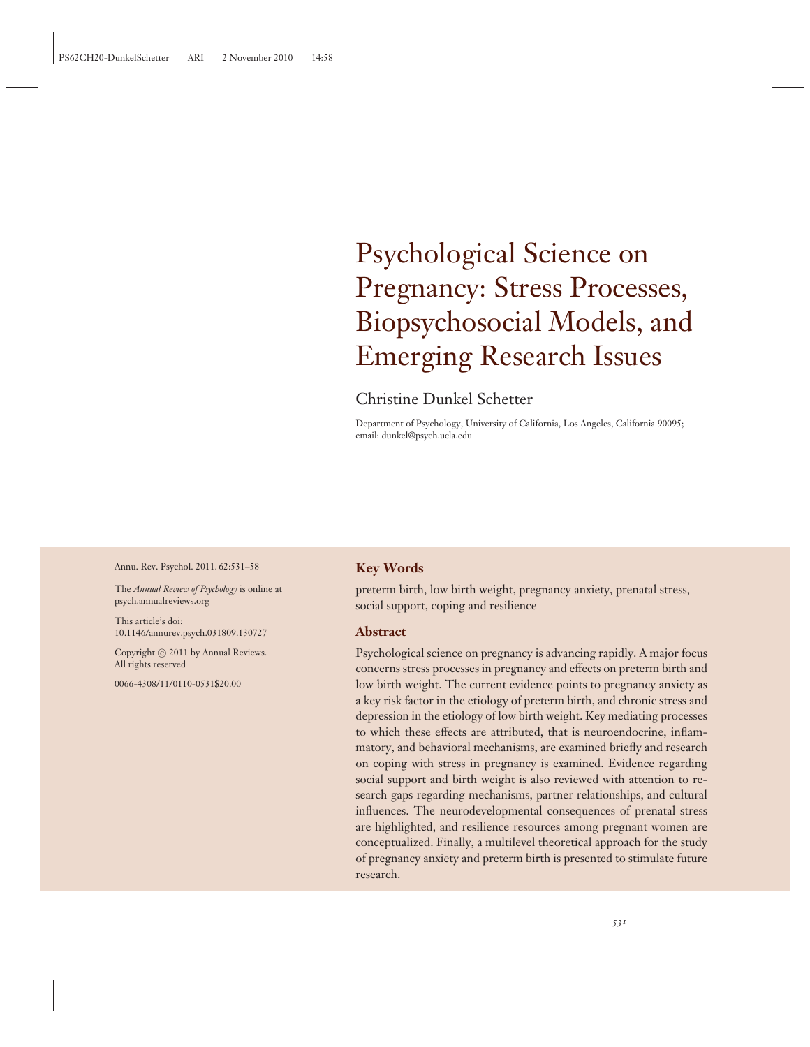# Psychological Science on Pregnancy: Stress Processes, Biopsychosocial Models, and Emerging Research Issues

Christine Dunkel Schetter

Department of Psychology, University of California, Los Angeles, California 90095; email: dunkel@psych.ucla.edu

Annu. Rev. Psychol. 2011. 62:531–58

The *Annual Review of Psychology* is online at psych.annualreviews.org

This article's doi: 10.1146/annurev.psych.031809.130727

Copyright © 2011 by Annual Reviews. All rights reserved

0066-4308/11/0110-0531$20.00

## Key Words

preterm birth, low birth weight, pregnancy anxiety, prenatal stress, social support, coping and resilience

## Abstract

Psychological science on pregnancy is advancing rapidly. A major focus concerns stress processes in pregnancy and effects on preterm birth and low birth weight. The current evidence points to pregnancy anxiety as a key risk factor in the etiology of preterm birth, and chronic stress and depression in the etiology of low birth weight. Key mediating processes to which these effects are attributed, that is neuroendocrine, inflammatory, and behavioral mechanisms, are examined briefly and research on coping with stress in pregnancy is examined. Evidence regarding social support and birth weight is also reviewed with attention to research gaps regarding mechanisms, partner relationships, and cultural influences. The neurodevelopmental consequences of prenatal stress are highlighted, and resilience resources among pregnant women are conceptualized. Finally, a multilevel theoretical approach for the study of pregnancy anxiety and preterm birth is presented to stimulate future research.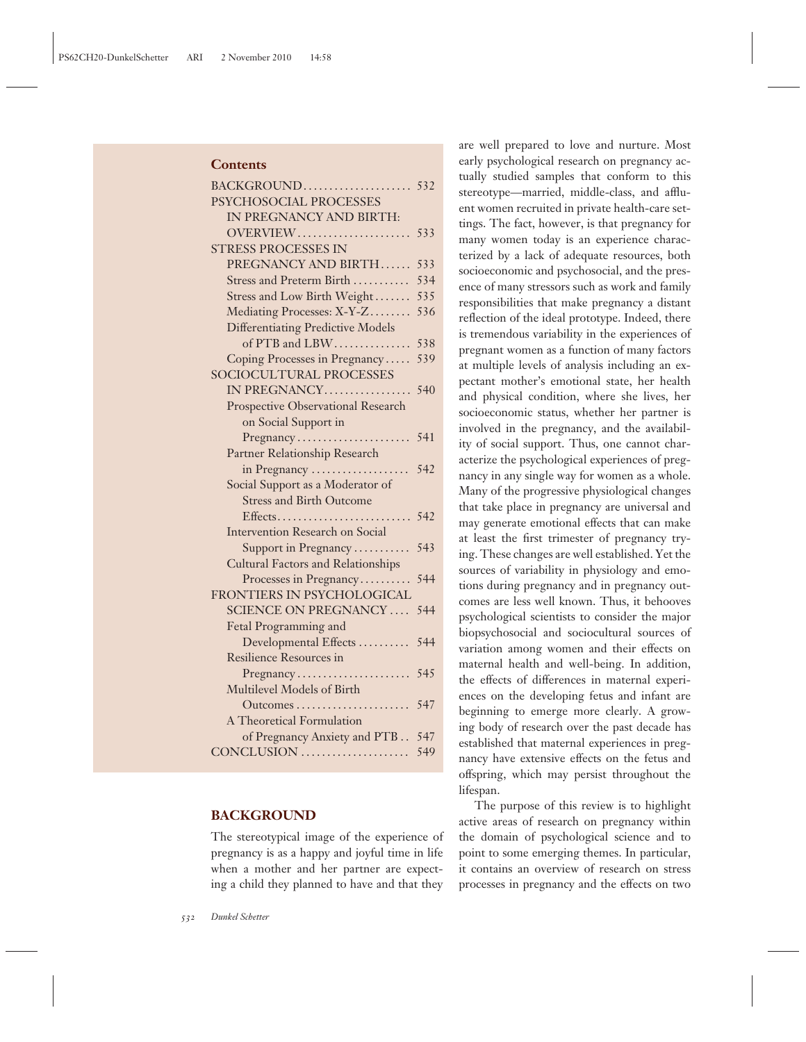## Contents

| | |
|---|---|
| BACKGROUND | 532 |
| PSYCHOSOCIAL PROCESSES IN PREGNANCY AND BIRTH: OVERVIEW | 533 |
| STRESS PROCESSES IN PREGNANCY AND BIRTH | 533 |
| Stress and Preterm Birth | 534 |
| Stress and Low Birth Weight | 535 |
| Mediating Processes: X-Y-Z | 536 |
| Differentiating Predictive Models of PTB and LBW | 538 |
| Coping Processes in Pregnancy | 539 |
| SOCIOCULTURAL PROCESSES IN PREGNANCY | 540 |
| Prospective Observational Research on Social Support in Pregnancy | 541 |
| Partner Relationship Research in Pregnancy | 542 |
| Social Support as a Moderator of Stress and Birth Outcome Effects | 542 |
| Intervention Research on Social Support in Pregnancy | 543 |
| Cultural Factors and Relationships Processes in Pregnancy | 544 |
| FRONTIERS IN PSYCHOLOGICAL SCIENCE ON PREGNANCY | 544 |
| Fetal Programming and Developmental Effects | 544 |
| Resilience Resources in Pregnancy | 545 |
| Multilevel Models of Birth Outcomes | 547 |
| A Theoretical Formulation of Pregnancy Anxiety and PTB | 547 |
| CONCLUSION | 549 |

## BACKGROUND

The stereotypical image of the experience of pregnancy is as a happy and joyful time in life when a mother and her partner are expecting a child they planned to have and that they are well prepared to love and nurture. Most early psychological research on pregnancy actually studied samples that conform to this stereotype—married, middle-class, and affluent women recruited in private health-care settings. The fact, however, is that pregnancy for many women today is an experience characterized by a lack of adequate resources, both socioeconomic and psychosocial, and the presence of many stressors such as work and family responsibilities that make pregnancy a distant reflection of the ideal prototype. Indeed, there is tremendous variability in the experiences of pregnant women as a function of many factors at multiple levels of analysis including an expectant mother's emotional state, her health and physical condition, where she lives, her socioeconomic status, whether her partner is involved in the pregnancy, and the availability of social support. Thus, one cannot characterize the psychological experiences of pregnancy in any single way for women as a whole. Many of the progressive physiological changes that take place in pregnancy are universal and may generate emotional effects that can make at least the first trimester of pregnancy trying. These changes are well established. Yet the sources of variability in physiology and emotions during pregnancy and in pregnancy outcomes are less well known. Thus, it behooves psychological scientists to consider the major biopsychosocial and sociocultural sources of variation among women and their effects on maternal health and well-being. In addition, the effects of differences in maternal experiences on the developing fetus and infant are beginning to emerge more clearly. A growing body of research over the past decade has established that maternal experiences in pregnancy have extensive effects on the fetus and offspring, which may persist throughout the lifespan.

The purpose of this review is to highlight active areas of research on pregnancy within the domain of psychological science and to point to some emerging themes. In particular, it contains an overview of research on stress processes in pregnancy and the effects on two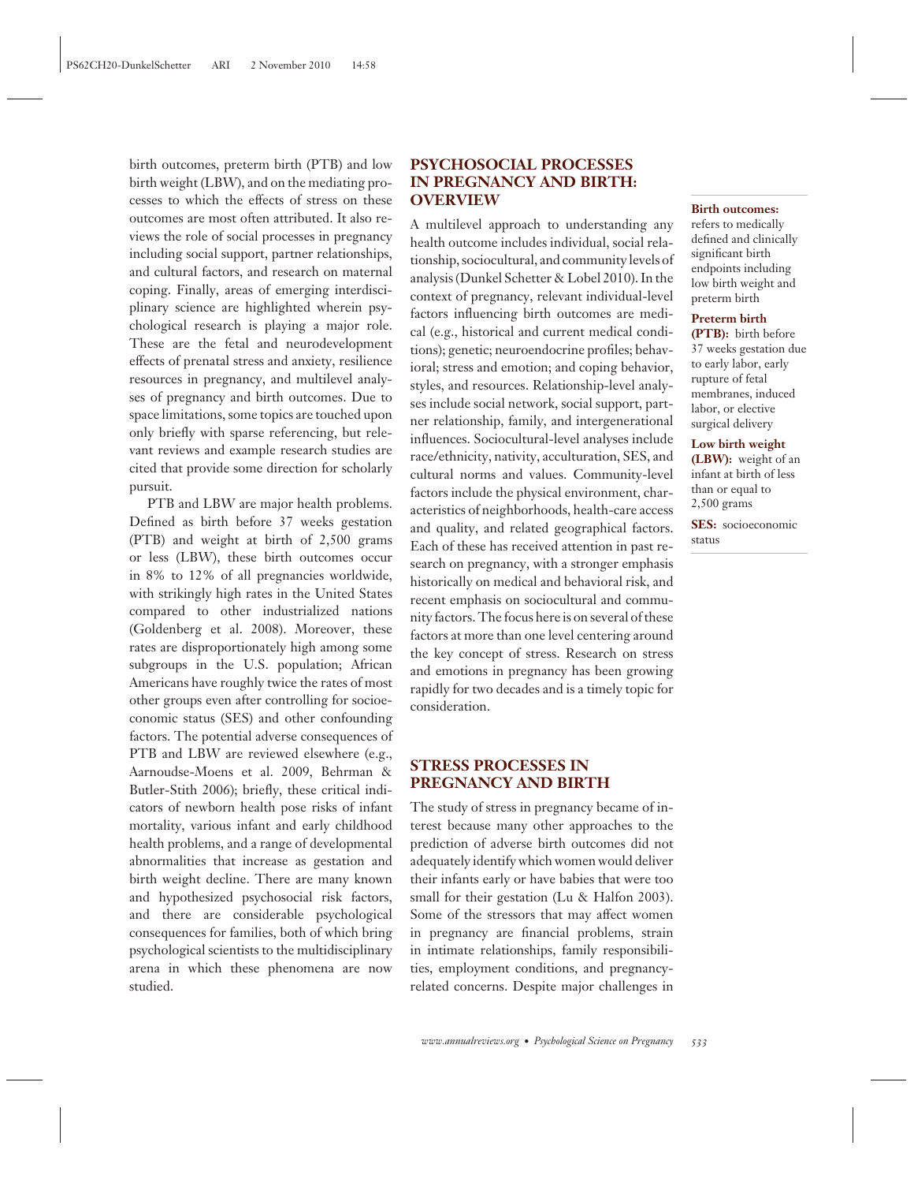birth outcomes, preterm birth (PTB) and low birth weight (LBW), and on the mediating processes to which the effects of stress on these outcomes are most often attributed. It also reviews the role of social processes in pregnancy including social support, partner relationships, and cultural factors, and research on maternal coping. Finally, areas of emerging interdisciplinary science are highlighted wherein psychological research is playing a major role. These are the fetal and neurodevelopment effects of prenatal stress and anxiety, resilience resources in pregnancy, and multilevel analyses of pregnancy and birth outcomes. Due to space limitations, some topics are touched upon only briefly with sparse referencing, but relevant reviews and example research studies are cited that provide some direction for scholarly pursuit.

PTB and LBW are major health problems. Defined as birth before 37 weeks gestation (PTB) and weight at birth of 2,500 grams or less (LBW), these birth outcomes occur in 8% to 12% of all pregnancies worldwide, with strikingly high rates in the United States compared to other industrialized nations (Goldenberg et al. 2008). Moreover, these rates are disproportionately high among some subgroups in the U.S. population; African Americans have roughly twice the rates of most other groups even after controlling for socioeconomic status (SES) and other confounding factors. The potential adverse consequences of PTB and LBW are reviewed elsewhere (e.g., Aarnoudse-Moens et al. 2009, Behrman & Butler-Stith 2006); briefly, these critical indicators of newborn health pose risks of infant mortality, various infant and early childhood health problems, and a range of developmental abnormalities that increase as gestation and birth weight decline. There are many known and hypothesized psychosocial risk factors, and there are considerable psychological consequences for families, both of which bring psychological scientists to the multidisciplinary arena in which these phenomena are now studied.

## PSYCHOSOCIAL PROCESSES IN PREGNANCY AND BIRTH: OVERVIEW

A multilevel approach to understanding any health outcome includes individual, social relationship, sociocultural, and community levels of analysis (Dunkel Schetter & Lobel 2010). In the context of pregnancy, relevant individual-level factors influencing birth outcomes are medical (e.g., historical and current medical conditions); genetic; neuroendocrine profiles; behavioral; stress and emotion; and coping behavior, styles, and resources. Relationship-level analyses include social network, social support, partner relationship, family, and intergenerational influences. Sociocultural-level analyses include race/ethnicity, nativity, acculturation, SES, and cultural norms and values. Community-level factors include the physical environment, characteristics of neighborhoods, health-care access and quality, and related geographical factors. Each of these has received attention in past research on pregnancy, with a stronger emphasis historically on medical and behavioral risk, and recent emphasis on sociocultural and community factors. The focus here is on several of these factors at more than one level centering around the key concept of stress. Research on stress and emotions in pregnancy has been growing rapidly for two decades and is a timely topic for consideration.

**Birth outcomes:** refers to medically defined and clinically significant birth endpoints including low birth weight and preterm birth

**Preterm birth (PTB):** birth before 37 weeks gestation due to early labor, early rupture of fetal membranes, induced labor, or elective surgical delivery

**Low birth weight (LBW):** weight of an infant at birth of less than or equal to 2,500 grams

**SES:** socioeconomic status

## STRESS PROCESSES IN PREGNANCY AND BIRTH

The study of stress in pregnancy became of interest because many other approaches to the prediction of adverse birth outcomes did not adequately identify which women would deliver their infants early or have babies that were too small for their gestation (Lu & Halfon 2003). Some of the stressors that may affect women in pregnancy are financial problems, strain in intimate relationships, family responsibilities, employment conditions, and pregnancy-related concerns. Despite major challenges in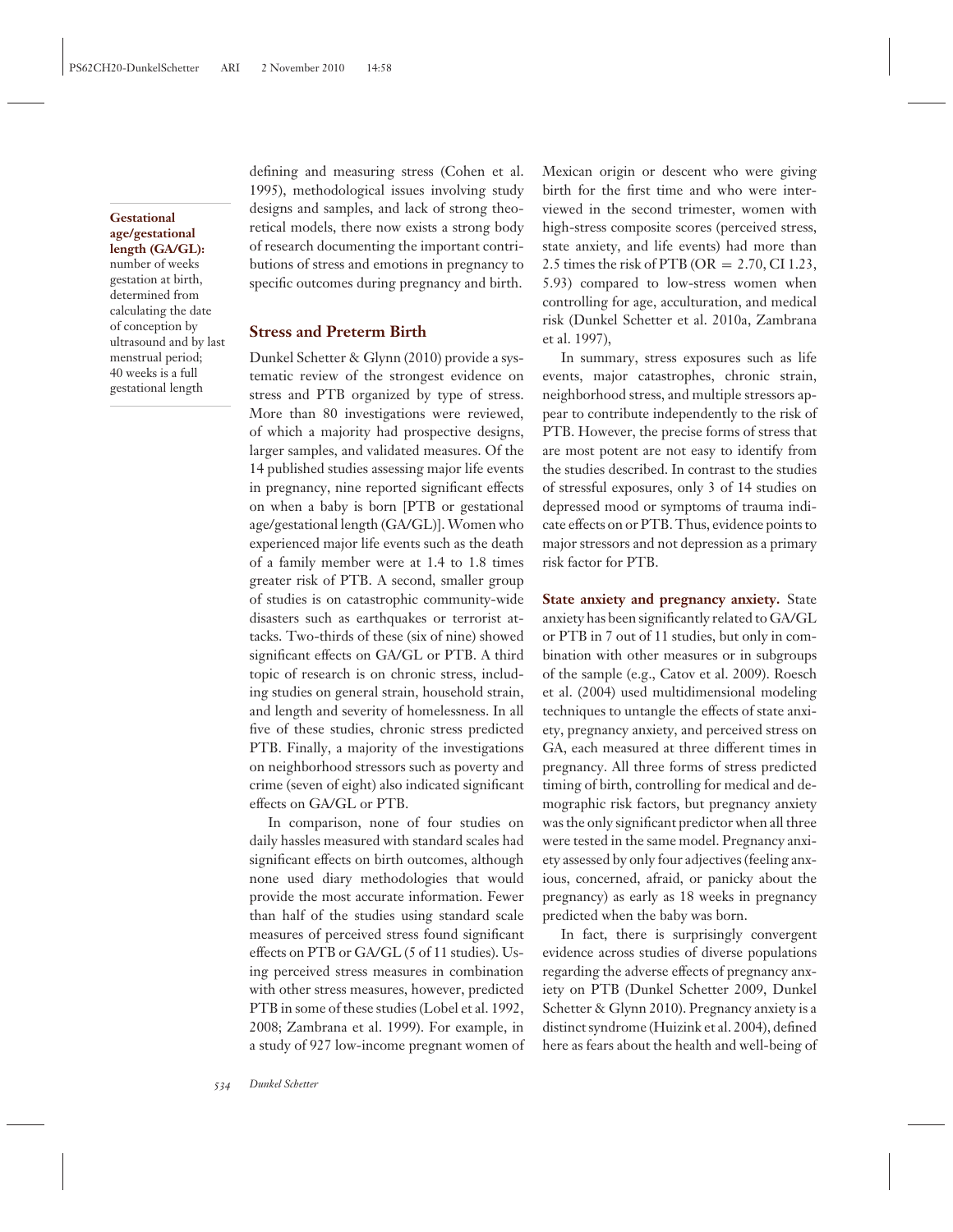defining and measuring stress (Cohen et al. 1995), methodological issues involving study designs and samples, and lack of strong theoretical models, there now exists a strong body of research documenting the important contributions of stress and emotions in pregnancy to specific outcomes during pregnancy and birth.

**Gestational age/gestational length (GA/GL):** number of weeks gestation at birth, determined from calculating the date of conception by ultrasound and by last menstrual period; 40 weeks is a full gestational length

## Stress and Preterm Birth

Dunkel Schetter & Glynn (2010) provide a systematic review of the strongest evidence on stress and PTB organized by type of stress. More than 80 investigations were reviewed, of which a majority had prospective designs, larger samples, and validated measures. Of the 14 published studies assessing major life events in pregnancy, nine reported significant effects on when a baby is born [PTB or gestational age/gestational length (GA/GL)]. Women who experienced major life events such as the death of a family member were at 1.4 to 1.8 times greater risk of PTB. A second, smaller group of studies is on catastrophic community-wide disasters such as earthquakes or terrorist attacks. Two-thirds of these (six of nine) showed significant effects on GA/GL or PTB. A third topic of research is on chronic stress, including studies on general strain, household strain, and length and severity of homelessness. In all five of these studies, chronic stress predicted PTB. Finally, a majority of the investigations on neighborhood stressors such as poverty and crime (seven of eight) also indicated significant effects on GA/GL or PTB.

In comparison, none of four studies on daily hassles measured with standard scales had significant effects on birth outcomes, although none used diary methodologies that would provide the most accurate information. Fewer than half of the studies using standard scale measures of perceived stress found significant effects on PTB or GA/GL (5 of 11 studies). Using perceived stress measures in combination with other stress measures, however, predicted PTB in some of these studies (Lobel et al. 1992, 2008; Zambrana et al. 1999). For example, in a study of 927 low-income pregnant women of Mexican origin or descent who were giving birth for the first time and who were interviewed in the second trimester, women with high-stress composite scores (perceived stress, state anxiety, and life events) had more than 2.5 times the risk of PTB (OR = 2.70, CI 1.23, 5.93) compared to low-stress women when controlling for age, acculturation, and medical risk (Dunkel Schetter et al. 2010a, Zambrana et al. 1997),

In summary, stress exposures such as life events, major catastrophes, chronic strain, neighborhood stress, and multiple stressors appear to contribute independently to the risk of PTB. However, the precise forms of stress that are most potent are not easy to identify from the studies described. In contrast to the studies of stressful exposures, only 3 of 14 studies on depressed mood or symptoms of trauma indicate effects on or PTB. Thus, evidence points to major stressors and not depression as a primary risk factor for PTB.

**State anxiety and pregnancy anxiety.** State anxiety has been significantly related to GA/GL or PTB in 7 out of 11 studies, but only in combination with other measures or in subgroups of the sample (e.g., Catov et al. 2009). Roesch et al. (2004) used multidimensional modeling techniques to untangle the effects of state anxiety, pregnancy anxiety, and perceived stress on GA, each measured at three different times in pregnancy. All three forms of stress predicted timing of birth, controlling for medical and demographic risk factors, but pregnancy anxiety was the only significant predictor when all three were tested in the same model. Pregnancy anxiety assessed by only four adjectives (feeling anxious, concerned, afraid, or panicky about the pregnancy) as early as 18 weeks in pregnancy predicted when the baby was born.

In fact, there is surprisingly convergent evidence across studies of diverse populations regarding the adverse effects of pregnancy anxiety on PTB (Dunkel Schetter 2009, Dunkel Schetter & Glynn 2010). Pregnancy anxiety is a distinct syndrome (Huizink et al. 2004), defined here as fears about the health and well-being of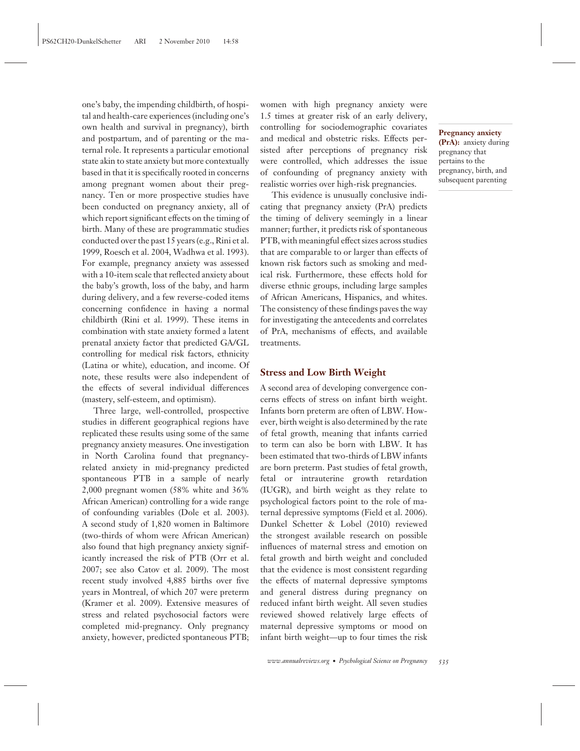one's baby, the impending childbirth, of hospital and health-care experiences (including one's own health and survival in pregnancy), birth and postpartum, and of parenting or the maternal role. It represents a particular emotional state akin to state anxiety but more contextually based in that it is specifically rooted in concerns among pregnant women about their pregnancy. Ten or more prospective studies have been conducted on pregnancy anxiety, all of which report significant effects on the timing of birth. Many of these are programmatic studies conducted over the past 15 years (e.g., Rini et al. 1999, Roesch et al. 2004, Wadhwa et al. 1993). For example, pregnancy anxiety was assessed with a 10-item scale that reflected anxiety about the baby's growth, loss of the baby, and harm during delivery, and a few reverse-coded items concerning confidence in having a normal childbirth (Rini et al. 1999). These items in combination with state anxiety formed a latent prenatal anxiety factor that predicted GA/GL controlling for medical risk factors, ethnicity (Latina or white), education, and income. Of note, these results were also independent of the effects of several individual differences (mastery, self-esteem, and optimism).

Three large, well-controlled, prospective studies in different geographical regions have replicated these results using some of the same pregnancy anxiety measures. One investigation in North Carolina found that pregnancy-related anxiety in mid-pregnancy predicted spontaneous PTB in a sample of nearly 2,000 pregnant women (58% white and 36% African American) controlling for a wide range of confounding variables (Dole et al. 2003). A second study of 1,820 women in Baltimore (two-thirds of whom were African American) also found that high pregnancy anxiety significantly increased the risk of PTB (Orr et al. 2007; see also Catov et al. 2009). The most recent study involved 4,885 births over five years in Montreal, of which 207 were preterm (Kramer et al. 2009). Extensive measures of stress and related psychosocial factors were completed mid-pregnancy. Only pregnancy anxiety, however, predicted spontaneous PTB; women with high pregnancy anxiety were 1.5 times at greater risk of an early delivery, controlling for sociodemographic covariates and medical and obstetric risks. Effects persisted after perceptions of pregnancy risk were controlled, which addresses the issue of confounding of pregnancy anxiety with realistic worries over high-risk pregnancies.

**Pregnancy anxiety (PrA):** anxiety during pregnancy that pertains to the pregnancy, birth, and subsequent parenting

This evidence is unusually conclusive indicating that pregnancy anxiety (PrA) predicts the timing of delivery seemingly in a linear manner; further, it predicts risk of spontaneous PTB, with meaningful effect sizes across studies that are comparable to or larger than effects of known risk factors such as smoking and medical risk. Furthermore, these effects hold for diverse ethnic groups, including large samples of African Americans, Hispanics, and whites. The consistency of these findings paves the way for investigating the antecedents and correlates of PrA, mechanisms of effects, and available treatments.

## Stress and Low Birth Weight

A second area of developing convergence concerns effects of stress on infant birth weight. Infants born preterm are often of LBW. However, birth weight is also determined by the rate of fetal growth, meaning that infants carried to term can also be born with LBW. It has been estimated that two-thirds of LBW infants are born preterm. Past studies of fetal growth, fetal or intrauterine growth retardation (IUGR), and birth weight as they relate to psychological factors point to the role of maternal depressive symptoms (Field et al. 2006). Dunkel Schetter & Lobel (2010) reviewed the strongest available research on possible influences of maternal stress and emotion on fetal growth and birth weight and concluded that the evidence is most consistent regarding the effects of maternal depressive symptoms and general distress during pregnancy on reduced infant birth weight. All seven studies reviewed showed relatively large effects of maternal depressive symptoms or mood on infant birth weight—up to four times the risk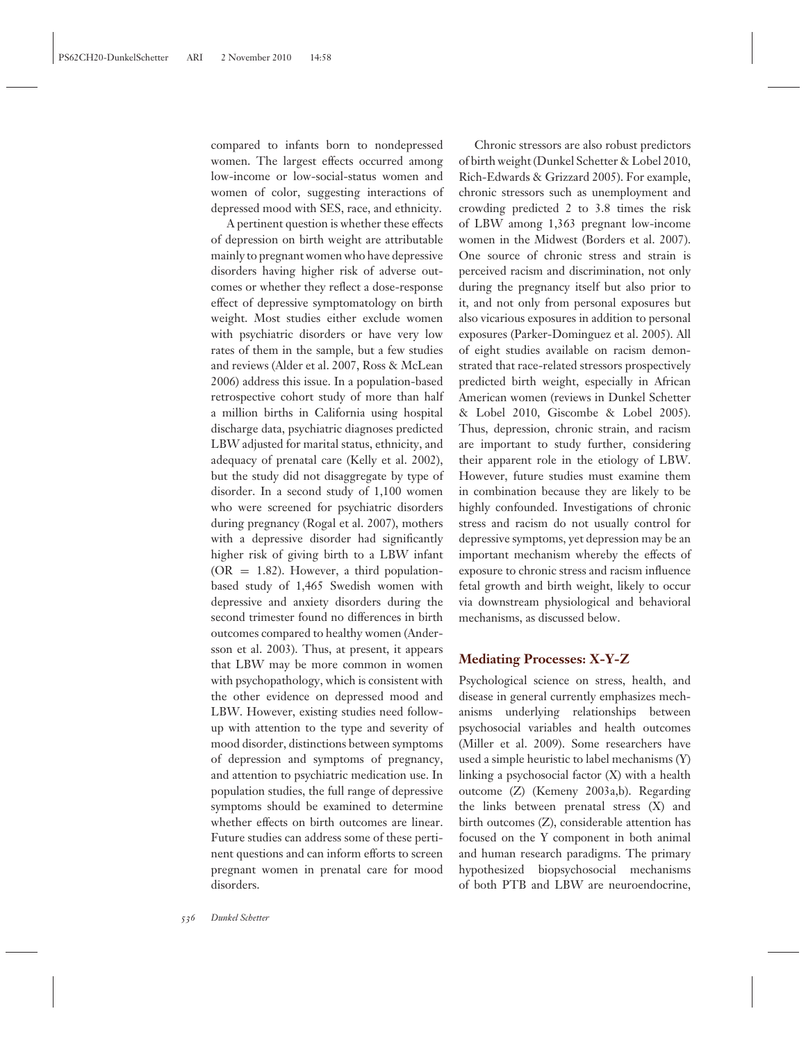compared to infants born to nondepressed women. The largest effects occurred among low-income or low-social-status women and women of color, suggesting interactions of depressed mood with SES, race, and ethnicity.

A pertinent question is whether these effects of depression on birth weight are attributable mainly to pregnant women who have depressive disorders having higher risk of adverse outcomes or whether they reflect a dose-response effect of depressive symptomatology on birth weight. Most studies either exclude women with psychiatric disorders or have very low rates of them in the sample, but a few studies and reviews (Alder et al. 2007, Ross & McLean 2006) address this issue. In a population-based retrospective cohort study of more than half a million births in California using hospital discharge data, psychiatric diagnoses predicted LBW adjusted for marital status, ethnicity, and adequacy of prenatal care (Kelly et al. 2002), but the study did not disaggregate by type of disorder. In a second study of 1,100 women who were screened for psychiatric disorders during pregnancy (Rogal et al. 2007), mothers with a depressive disorder had significantly higher risk of giving birth to a LBW infant (OR = 1.82). However, a third population-based study of 1,465 Swedish women with depressive and anxiety disorders during the second trimester found no differences in birth outcomes compared to healthy women (Andersson et al. 2003). Thus, at present, it appears that LBW may be more common in women with psychopathology, which is consistent with the other evidence on depressed mood and LBW. However, existing studies need follow-up with attention to the type and severity of mood disorder, distinctions between symptoms of depression and symptoms of pregnancy, and attention to psychiatric medication use. In population studies, the full range of depressive symptoms should be examined to determine whether effects on birth outcomes are linear. Future studies can address some of these pertinent questions and can inform efforts to screen pregnant women in prenatal care for mood disorders.

Chronic stressors are also robust predictors of birth weight (Dunkel Schetter & Lobel 2010, Rich-Edwards & Grizzard 2005). For example, chronic stressors such as unemployment and crowding predicted 2 to 3.8 times the risk of LBW among 1,363 pregnant low-income women in the Midwest (Borders et al. 2007). One source of chronic stress and strain is perceived racism and discrimination, not only during the pregnancy itself but also prior to it, and not only from personal exposures but also vicarious exposures in addition to personal exposures (Parker-Dominguez et al. 2005). All of eight studies available on racism demonstrated that race-related stressors prospectively predicted birth weight, especially in African American women (reviews in Dunkel Schetter & Lobel 2010, Giscombe & Lobel 2005). Thus, depression, chronic strain, and racism are important to study further, considering their apparent role in the etiology of LBW. However, future studies must examine them in combination because they are likely to be highly confounded. Investigations of chronic stress and racism do not usually control for depressive symptoms, yet depression may be an important mechanism whereby the effects of exposure to chronic stress and racism influence fetal growth and birth weight, likely to occur via downstream physiological and behavioral mechanisms, as discussed below.

## Mediating Processes: X-Y-Z

Psychological science on stress, health, and disease in general currently emphasizes mechanisms underlying relationships between psychosocial variables and health outcomes (Miller et al. 2009). Some researchers have used a simple heuristic to label mechanisms (Y) linking a psychosocial factor (X) with a health outcome (Z) (Kemeny 2003a,b). Regarding the links between prenatal stress (X) and birth outcomes (Z), considerable attention has focused on the Y component in both animal and human research paradigms. The primary hypothesized biopsychosocial mechanisms of both PTB and LBW are neuroendocrine,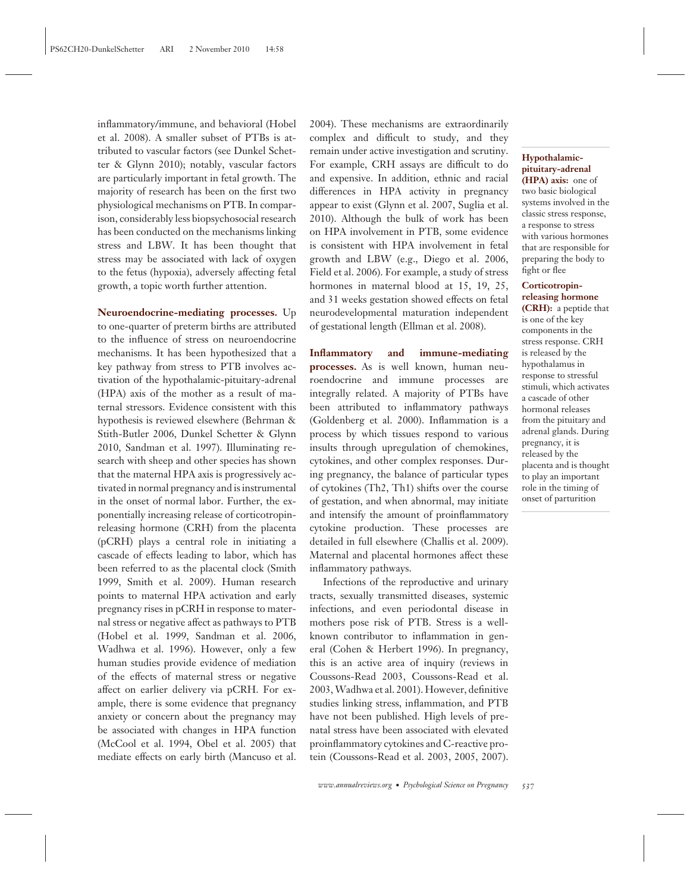inflammatory/immune, and behavioral (Hobel et al. 2008). A smaller subset of PTBs is attributed to vascular factors (see Dunkel Schetter & Glynn 2010); notably, vascular factors are particularly important in fetal growth. The majority of research has been on the first two physiological mechanisms on PTB. In comparison, considerably less biopsychosocial research has been conducted on the mechanisms linking stress and LBW. It has been thought that stress may be associated with lack of oxygen to the fetus (hypoxia), adversely affecting fetal growth, a topic worth further attention.

**Neuroendocrine-mediating processes.** Up to one-quarter of preterm births are attributed to the influence of stress on neuroendocrine mechanisms. It has been hypothesized that a key pathway from stress to PTB involves activation of the hypothalamic-pituitary-adrenal (HPA) axis of the mother as a result of maternal stressors. Evidence consistent with this hypothesis is reviewed elsewhere (Behrman & Stith-Butler 2006, Dunkel Schetter & Glynn 2010, Sandman et al. 1997). Illuminating research with sheep and other species has shown that the maternal HPA axis is progressively activated in normal pregnancy and is instrumental in the onset of normal labor. Further, the exponentially increasing release of corticotropin-releasing hormone (CRH) from the placenta (pCRH) plays a central role in initiating a cascade of effects leading to labor, which has been referred to as the placental clock (Smith 1999, Smith et al. 2009). Human research points to maternal HPA activation and early pregnancy rises in pCRH in response to maternal stress or negative affect as pathways to PTB (Hobel et al. 1999, Sandman et al. 2006, Wadhwa et al. 1996). However, only a few human studies provide evidence of mediation of the effects of maternal stress or negative affect on earlier delivery via pCRH. For example, there is some evidence that pregnancy anxiety or concern about the pregnancy may be associated with changes in HPA function (McCool et al. 1994, Obel et al. 2005) that mediate effects on early birth (Mancuso et al. 2004). These mechanisms are extraordinarily complex and difficult to study, and they remain under active investigation and scrutiny. For example, CRH assays are difficult to do and expensive. In addition, ethnic and racial differences in HPA activity in pregnancy appear to exist (Glynn et al. 2007, Suglia et al. 2010). Although the bulk of work has been on HPA involvement in PTB, some evidence is consistent with HPA involvement in fetal growth and LBW (e.g., Diego et al. 2006, Field et al. 2006). For example, a study of stress hormones in maternal blood at 15, 19, 25, and 31 weeks gestation showed effects on fetal neurodevelopmental maturation independent of gestational length (Ellman et al. 2008).

**Hypothalamic-pituitary-adrenal (HPA) axis:** one of two basic biological systems involved in the classic stress response, a response to stress with various hormones that are responsible for preparing the body to fight or flee

**Corticotropin-releasing hormone (CRH):** a peptide that is one of the key components in the stress response. CRH is released by the hypothalamus in response to stressful stimuli, which activates a cascade of other hormonal releases from the pituitary and adrenal glands. During pregnancy, it is released by the placenta and is thought to play an important role in the timing of onset of parturition

**Inflammatory and immune-mediating processes.** As is well known, human neuroendocrine and immune processes are integrally related. A majority of PTBs have been attributed to inflammatory pathways (Goldenberg et al. 2000). Inflammation is a process by which tissues respond to various insults through upregulation of chemokines, cytokines, and other complex responses. During pregnancy, the balance of particular types of cytokines (Th2, Th1) shifts over the course of gestation, and when abnormal, may initiate and intensify the amount of proinflammatory cytokine production. These processes are detailed in full elsewhere (Challis et al. 2009). Maternal and placental hormones affect these inflammatory pathways.

Infections of the reproductive and urinary tracts, sexually transmitted diseases, systemic infections, and even periodontal disease in mothers pose risk of PTB. Stress is a well-known contributor to inflammation in general (Cohen & Herbert 1996). In pregnancy, this is an active area of inquiry (reviews in Coussons-Read 2003, Coussons-Read et al. 2003, Wadhwa et al. 2001). However, definitive studies linking stress, inflammation, and PTB have not been published. High levels of prenatal stress have been associated with elevated proinflammatory cytokines and C-reactive protein (Coussons-Read et al. 2003, 2005, 2007).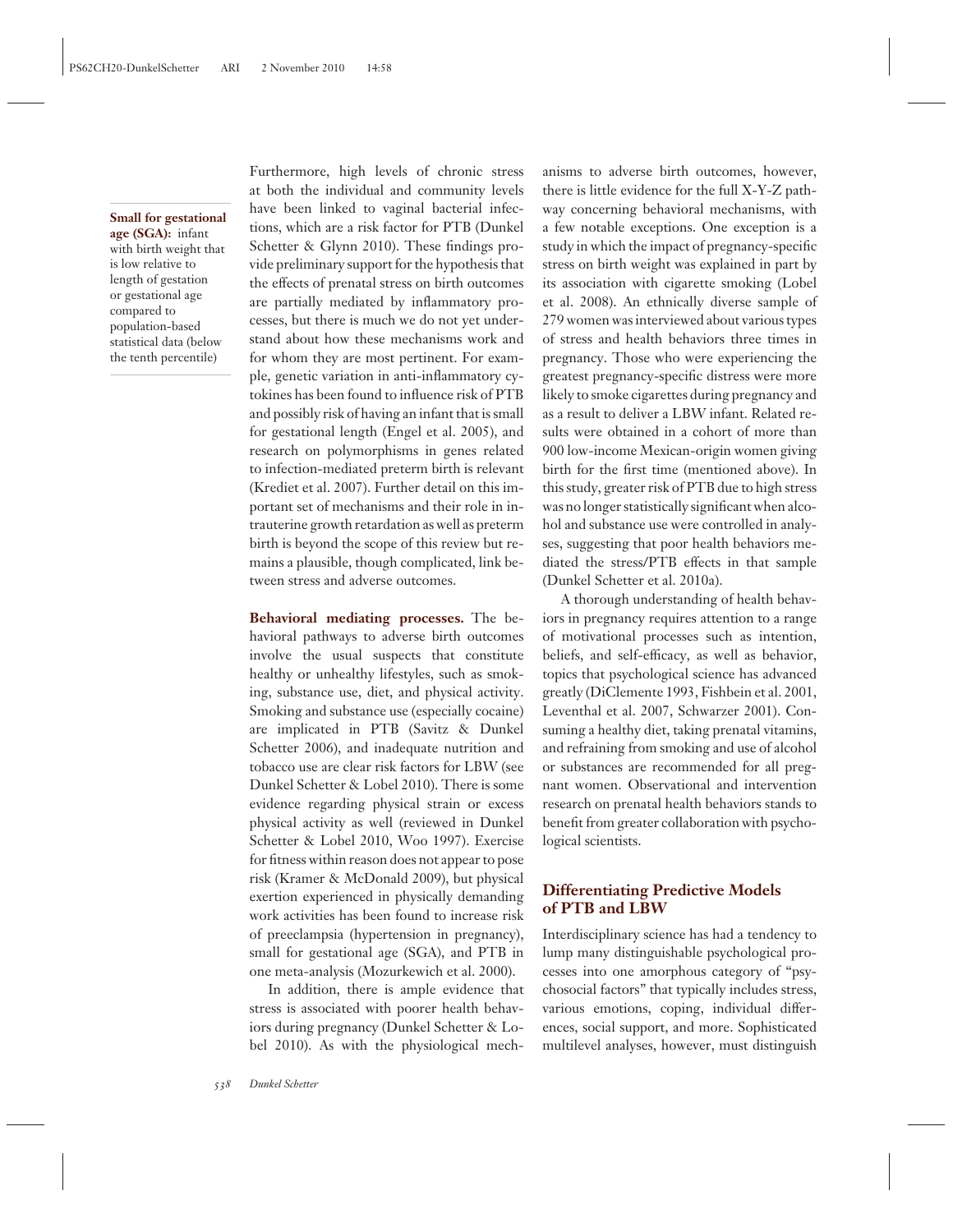**Small for gestational age (SGA):** infant with birth weight that is low relative to length of gestation or gestational age compared to population-based statistical data (below the tenth percentile)

Furthermore, high levels of chronic stress at both the individual and community levels have been linked to vaginal bacterial infections, which are a risk factor for PTB (Dunkel Schetter & Glynn 2010). These findings provide preliminary support for the hypothesis that the effects of prenatal stress on birth outcomes are partially mediated by inflammatory processes, but there is much we do not yet understand about how these mechanisms work and for whom they are most pertinent. For example, genetic variation in anti-inflammatory cytokines has been found to influence risk of PTB and possibly risk of having an infant that is small for gestational length (Engel et al. 2005), and research on polymorphisms in genes related to infection-mediated preterm birth is relevant (Krediet et al. 2007). Further detail on this important set of mechanisms and their role in intrauterine growth retardation as well as preterm birth is beyond the scope of this review but remains a plausible, though complicated, link between stress and adverse outcomes.

**Behavioral mediating processes.** The behavioral pathways to adverse birth outcomes involve the usual suspects that constitute healthy or unhealthy lifestyles, such as smoking, substance use, diet, and physical activity. Smoking and substance use (especially cocaine) are implicated in PTB (Savitz & Dunkel Schetter 2006), and inadequate nutrition and tobacco use are clear risk factors for LBW (see Dunkel Schetter & Lobel 2010). There is some evidence regarding physical strain or excess physical activity as well (reviewed in Dunkel Schetter & Lobel 2010, Woo 1997). Exercise for fitness within reason does not appear to pose risk (Kramer & McDonald 2009), but physical exertion experienced in physically demanding work activities has been found to increase risk of preeclampsia (hypertension in pregnancy), small for gestational age (SGA), and PTB in one meta-analysis (Mozurkewich et al. 2000).

In addition, there is ample evidence that stress is associated with poorer health behaviors during pregnancy (Dunkel Schetter & Lobel 2010). As with the physiological mechanisms to adverse birth outcomes, however, there is little evidence for the full X-Y-Z pathway concerning behavioral mechanisms, with a few notable exceptions. One exception is a study in which the impact of pregnancy-specific stress on birth weight was explained in part by its association with cigarette smoking (Lobel et al. 2008). An ethnically diverse sample of 279 women was interviewed about various types of stress and health behaviors three times in pregnancy. Those who were experiencing the greatest pregnancy-specific distress were more likely to smoke cigarettes during pregnancy and as a result to deliver a LBW infant. Related results were obtained in a cohort of more than 900 low-income Mexican-origin women giving birth for the first time (mentioned above). In this study, greater risk of PTB due to high stress was no longer statistically significant when alcohol and substance use were controlled in analyses, suggesting that poor health behaviors mediated the stress/PTB effects in that sample (Dunkel Schetter et al. 2010a).

A thorough understanding of health behaviors in pregnancy requires attention to a range of motivational processes such as intention, beliefs, and self-efficacy, as well as behavior, topics that psychological science has advanced greatly (DiClemente 1993, Fishbein et al. 2001, Leventhal et al. 2007, Schwarzer 2001). Consuming a healthy diet, taking prenatal vitamins, and refraining from smoking and use of alcohol or substances are recommended for all pregnant women. Observational and intervention research on prenatal health behaviors stands to benefit from greater collaboration with psychological scientists.

## Differentiating Predictive Models of PTB and LBW

Interdisciplinary science has had a tendency to lump many distinguishable psychological processes into one amorphous category of "psychosocial factors" that typically includes stress, various emotions, coping, individual differences, social support, and more. Sophisticated multilevel analyses, however, must distinguish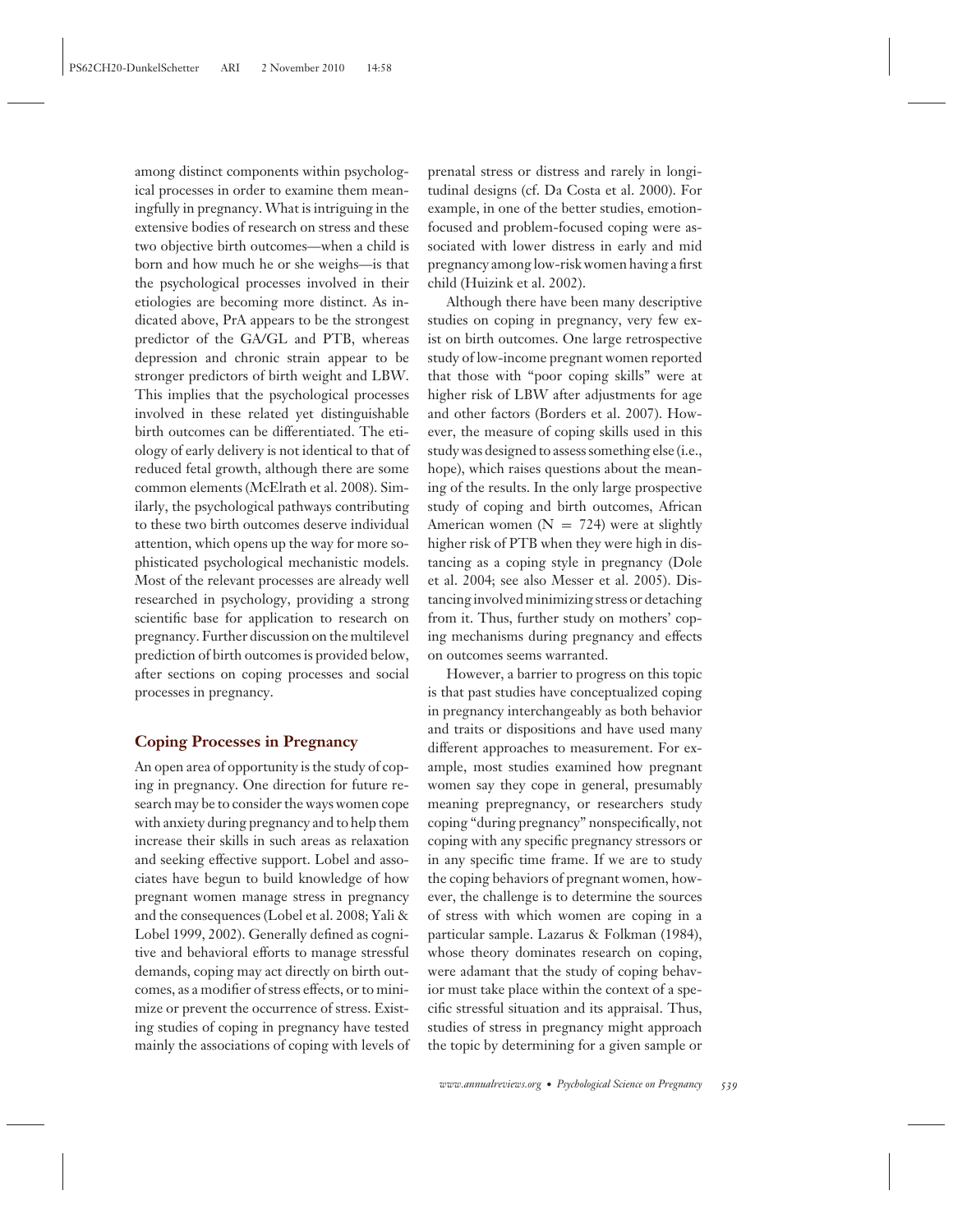among distinct components within psychological processes in order to examine them meaningfully in pregnancy. What is intriguing in the extensive bodies of research on stress and these two objective birth outcomes—when a child is born and how much he or she weighs—is that the psychological processes involved in their etiologies are becoming more distinct. As indicated above, PrA appears to be the strongest predictor of the GA/GL and PTB, whereas depression and chronic strain appear to be stronger predictors of birth weight and LBW. This implies that the psychological processes involved in these related yet distinguishable birth outcomes can be differentiated. The etiology of early delivery is not identical to that of reduced fetal growth, although there are some common elements (McElrath et al. 2008). Similarly, the psychological pathways contributing to these two birth outcomes deserve individual attention, which opens up the way for more sophisticated psychological mechanistic models. Most of the relevant processes are already well researched in psychology, providing a strong scientific base for application to research on pregnancy. Further discussion on the multilevel prediction of birth outcomes is provided below, after sections on coping processes and social processes in pregnancy.

## Coping Processes in Pregnancy

An open area of opportunity is the study of coping in pregnancy. One direction for future research may be to consider the ways women cope with anxiety during pregnancy and to help them increase their skills in such areas as relaxation and seeking effective support. Lobel and associates have begun to build knowledge of how pregnant women manage stress in pregnancy and the consequences (Lobel et al. 2008; Yali & Lobel 1999, 2002). Generally defined as cognitive and behavioral efforts to manage stressful demands, coping may act directly on birth outcomes, as a modifier of stress effects, or to minimize or prevent the occurrence of stress. Existing studies of coping in pregnancy have tested mainly the associations of coping with levels of prenatal stress or distress and rarely in longitudinal designs (cf. Da Costa et al. 2000). For example, in one of the better studies, emotion-focused and problem-focused coping were associated with lower distress in early and mid pregnancy among low-risk women having a first child (Huizink et al. 2002).

Although there have been many descriptive studies on coping in pregnancy, very few exist on birth outcomes. One large retrospective study of low-income pregnant women reported that those with "poor coping skills" were at higher risk of LBW after adjustments for age and other factors (Borders et al. 2007). However, the measure of coping skills used in this study was designed to assess something else (i.e., hope), which raises questions about the meaning of the results. In the only large prospective study of coping and birth outcomes, African American women ($N = 724$) were at slightly higher risk of PTB when they were high in distancing as a coping style in pregnancy (Dole et al. 2004; see also Messer et al. 2005). Distancing involved minimizing stress or detaching from it. Thus, further study on mothers' coping mechanisms during pregnancy and effects on outcomes seems warranted.

However, a barrier to progress on this topic is that past studies have conceptualized coping in pregnancy interchangeably as both behavior and traits or dispositions and have used many different approaches to measurement. For example, most studies examined how pregnant women say they cope in general, presumably meaning prepregnancy, or researchers study coping "during pregnancy" nonspecifically, not coping with any specific pregnancy stressors or in any specific time frame. If we are to study the coping behaviors of pregnant women, however, the challenge is to determine the sources of stress with which women are coping in a particular sample. Lazarus & Folkman (1984), whose theory dominates research on coping, were adamant that the study of coping behavior must take place within the context of a specific stressful situation and its appraisal. Thus, studies of stress in pregnancy might approach the topic by determining for a given sample or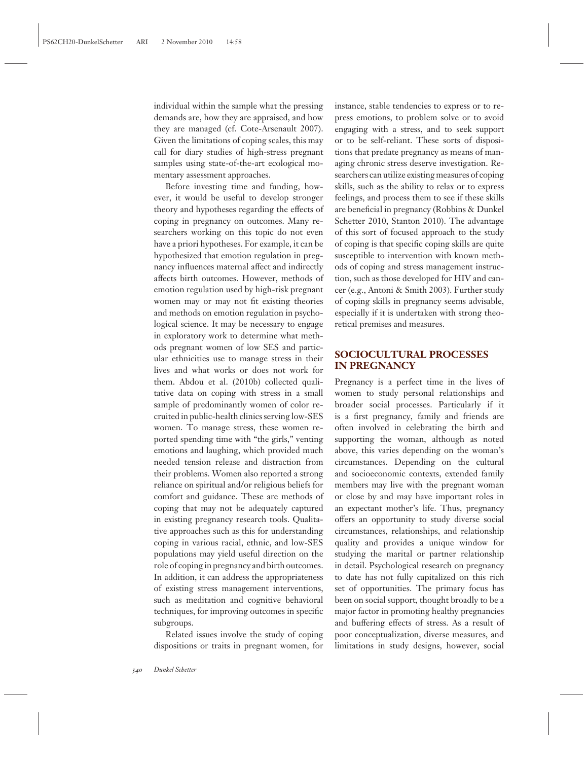individual within the sample what the pressing demands are, how they are appraised, and how they are managed (cf. Cote-Arsenault 2007). Given the limitations of coping scales, this may call for diary studies of high-stress pregnant samples using state-of-the-art ecological momentary assessment approaches.

Before investing time and funding, however, it would be useful to develop stronger theory and hypotheses regarding the effects of coping in pregnancy on outcomes. Many researchers working on this topic do not even have a priori hypotheses. For example, it can be hypothesized that emotion regulation in pregnancy influences maternal affect and indirectly affects birth outcomes. However, methods of emotion regulation used by high-risk pregnant women may or may not fit existing theories and methods on emotion regulation in psychological science. It may be necessary to engage in exploratory work to determine what methods pregnant women of low SES and particular ethnicities use to manage stress in their lives and what works or does not work for them. Abdou et al. (2010b) collected qualitative data on coping with stress in a small sample of predominantly women of color recruited in public-health clinics serving low-SES women. To manage stress, these women reported spending time with "the girls," venting emotions and laughing, which provided much needed tension release and distraction from their problems. Women also reported a strong reliance on spiritual and/or religious beliefs for comfort and guidance. These are methods of coping that may not be adequately captured in existing pregnancy research tools. Qualitative approaches such as this for understanding coping in various racial, ethnic, and low-SES populations may yield useful direction on the role of coping in pregnancy and birth outcomes. In addition, it can address the appropriateness of existing stress management interventions, such as meditation and cognitive behavioral techniques, for improving outcomes in specific subgroups.

Related issues involve the study of coping dispositions or traits in pregnant women, for instance, stable tendencies to express or to repress emotions, to problem solve or to avoid engaging with a stress, and to seek support or to be self-reliant. These sorts of dispositions that predate pregnancy as means of managing chronic stress deserve investigation. Researchers can utilize existing measures of coping skills, such as the ability to relax or to express feelings, and process them to see if these skills are beneficial in pregnancy (Robbins & Dunkel Schetter 2010, Stanton 2010). The advantage of this sort of focused approach to the study of coping is that specific coping skills are quite susceptible to intervention with known methods of coping and stress management instruction, such as those developed for HIV and cancer (e.g., Antoni & Smith 2003). Further study of coping skills in pregnancy seems advisable, especially if it is undertaken with strong theoretical premises and measures.

## SOCIOCULTURAL PROCESSES IN PREGNANCY

Pregnancy is a perfect time in the lives of women to study personal relationships and broader social processes. Particularly if it is a first pregnancy, family and friends are often involved in celebrating the birth and supporting the woman, although as noted above, this varies depending on the woman's circumstances. Depending on the cultural and socioeconomic contexts, extended family members may live with the pregnant woman or close by and may have important roles in an expectant mother's life. Thus, pregnancy offers an opportunity to study diverse social circumstances, relationships, and relationship quality and provides a unique window for studying the marital or partner relationship in detail. Psychological research on pregnancy to date has not fully capitalized on this rich set of opportunities. The primary focus has been on social support, thought broadly to be a major factor in promoting healthy pregnancies and buffering effects of stress. As a result of poor conceptualization, diverse measures, and limitations in study designs, however, social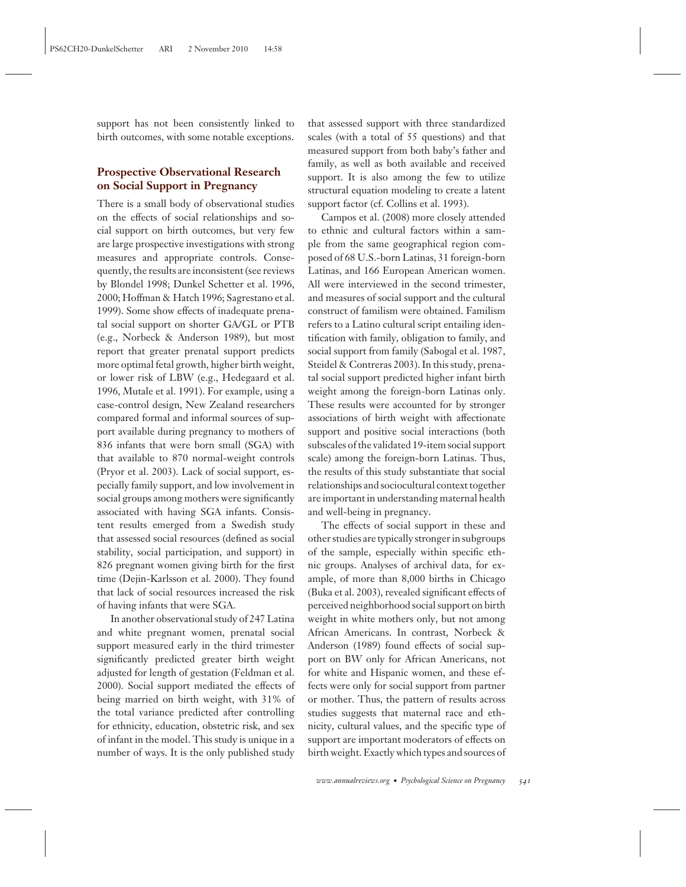support has not been consistently linked to birth outcomes, with some notable exceptions.

## Prospective Observational Research on Social Support in Pregnancy

There is a small body of observational studies on the effects of social relationships and social support on birth outcomes, but very few are large prospective investigations with strong measures and appropriate controls. Consequently, the results are inconsistent (see reviews by Blondel 1998; Dunkel Schetter et al. 1996, 2000; Hoffman & Hatch 1996; Sagrestano et al. 1999). Some show effects of inadequate prenatal social support on shorter GA/GL or PTB (e.g., Norbeck & Anderson 1989), but most report that greater prenatal support predicts more optimal fetal growth, higher birth weight, or lower risk of LBW (e.g., Hedegaard et al. 1996, Mutale et al. 1991). For example, using a case-control design, New Zealand researchers compared formal and informal sources of support available during pregnancy to mothers of 836 infants that were born small (SGA) with that available to 870 normal-weight controls (Pryor et al. 2003). Lack of social support, especially family support, and low involvement in social groups among mothers were significantly associated with having SGA infants. Consistent results emerged from a Swedish study that assessed social resources (defined as social stability, social participation, and support) in 826 pregnant women giving birth for the first time (Dejin-Karlsson et al. 2000). They found that lack of social resources increased the risk of having infants that were SGA.

In another observational study of 247 Latina and white pregnant women, prenatal social support measured early in the third trimester significantly predicted greater birth weight adjusted for length of gestation (Feldman et al. 2000). Social support mediated the effects of being married on birth weight, with 31% of the total variance predicted after controlling for ethnicity, education, obstetric risk, and sex of infant in the model. This study is unique in a number of ways. It is the only published study that assessed support with three standardized scales (with a total of 55 questions) and that measured support from both baby's father and family, as well as both available and received support. It is also among the few to utilize structural equation modeling to create a latent support factor (cf. Collins et al. 1993).

Campos et al. (2008) more closely attended to ethnic and cultural factors within a sample from the same geographical region composed of 68 U.S.-born Latinas, 31 foreign-born Latinas, and 166 European American women. All were interviewed in the second trimester, and measures of social support and the cultural construct of familism were obtained. Familism refers to a Latino cultural script entailing identification with family, obligation to family, and social support from family (Sabogal et al. 1987, Steidel & Contreras 2003). In this study, prenatal social support predicted higher infant birth weight among the foreign-born Latinas only. These results were accounted for by stronger associations of birth weight with affectionate support and positive social interactions (both subscales of the validated 19-item social support scale) among the foreign-born Latinas. Thus, the results of this study substantiate that social relationships and sociocultural context together are important in understanding maternal health and well-being in pregnancy.

The effects of social support in these and other studies are typically stronger in subgroups of the sample, especially within specific ethnic groups. Analyses of archival data, for example, of more than 8,000 births in Chicago (Buka et al. 2003), revealed significant effects of perceived neighborhood social support on birth weight in white mothers only, but not among African Americans. In contrast, Norbeck & Anderson (1989) found effects of social support on BW only for African Americans, not for white and Hispanic women, and these effects were only for social support from partner or mother. Thus, the pattern of results across studies suggests that maternal race and ethnicity, cultural values, and the specific type of support are important moderators of effects on birth weight. Exactly which types and sources of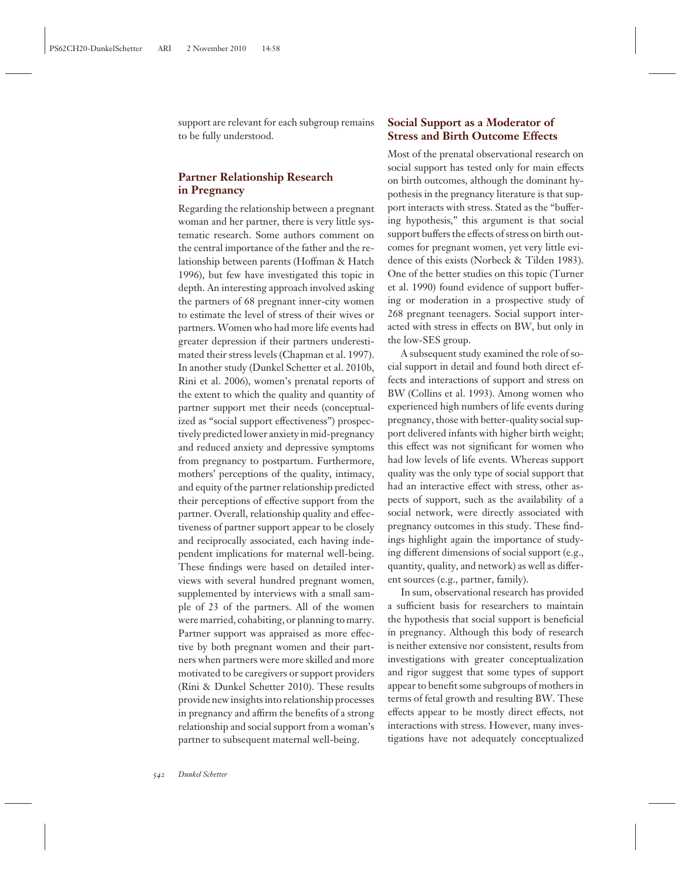support are relevant for each subgroup remains to be fully understood.

### Partner Relationship Research in Pregnancy

Regarding the relationship between a pregnant woman and her partner, there is very little systematic research. Some authors comment on the central importance of the father and the relationship between parents (Hoffman & Hatch 1996), but few have investigated this topic in depth. An interesting approach involved asking the partners of 68 pregnant inner-city women to estimate the level of stress of their wives or partners. Women who had more life events had greater depression if their partners underestimated their stress levels (Chapman et al. 1997). In another study (Dunkel Schetter et al. 2010b, Rini et al. 2006), women's prenatal reports of the extent to which the quality and quantity of partner support met their needs (conceptualized as "social support effectiveness") prospectively predicted lower anxiety in mid-pregnancy and reduced anxiety and depressive symptoms from pregnancy to postpartum. Furthermore, mothers' perceptions of the quality, intimacy, and equity of the partner relationship predicted their perceptions of effective support from the partner. Overall, relationship quality and effectiveness of partner support appear to be closely and reciprocally associated, each having independent implications for maternal well-being. These findings were based on detailed interviews with several hundred pregnant women, supplemented by interviews with a small sample of 23 of the partners. All of the women were married, cohabiting, or planning to marry. Partner support was appraised as more effective by both pregnant women and their partners when partners were more skilled and more motivated to be caregivers or support providers (Rini & Dunkel Schetter 2010). These results provide new insights into relationship processes in pregnancy and affirm the benefits of a strong relationship and social support from a woman's partner to subsequent maternal well-being.

### Social Support as a Moderator of Stress and Birth Outcome Effects

Most of the prenatal observational research on social support has tested only for main effects on birth outcomes, although the dominant hypothesis in the pregnancy literature is that support interacts with stress. Stated as the "buffering hypothesis," this argument is that social support buffers the effects of stress on birth outcomes for pregnant women, yet very little evidence of this exists (Norbeck & Tilden 1983). One of the better studies on this topic (Turner et al. 1990) found evidence of support buffering or moderation in a prospective study of 268 pregnant teenagers. Social support interacted with stress in effects on BW, but only in the low-SES group.

A subsequent study examined the role of social support in detail and found both direct effects and interactions of support and stress on BW (Collins et al. 1993). Among women who experienced high numbers of life events during pregnancy, those with better-quality social support delivered infants with higher birth weight; this effect was not significant for women who had low levels of life events. Whereas support quality was the only type of social support that had an interactive effect with stress, other aspects of support, such as the availability of a social network, were directly associated with pregnancy outcomes in this study. These findings highlight again the importance of studying different dimensions of social support (e.g., quantity, quality, and network) as well as different sources (e.g., partner, family).

In sum, observational research has provided a sufficient basis for researchers to maintain the hypothesis that social support is beneficial in pregnancy. Although this body of research is neither extensive nor consistent, results from investigations with greater conceptualization and rigor suggest that some types of support appear to benefit some subgroups of mothers in terms of fetal growth and resulting BW. These effects appear to be mostly direct effects, not interactions with stress. However, many investigations have not adequately conceptualized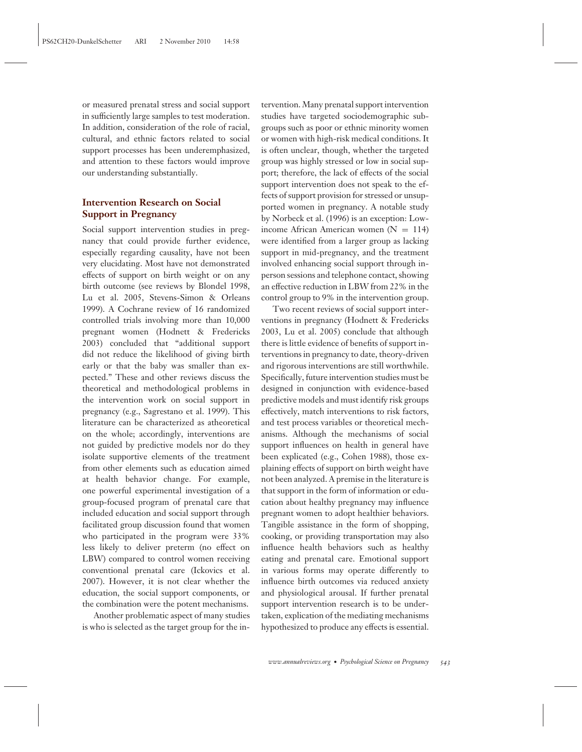or measured prenatal stress and social support in sufficiently large samples to test moderation. In addition, consideration of the role of racial, cultural, and ethnic factors related to social support processes has been underemphasized, and attention to these factors would improve our understanding substantially.

## Intervention Research on Social Support in Pregnancy

Social support intervention studies in pregnancy that could provide further evidence, especially regarding causality, have not been very elucidating. Most have not demonstrated effects of support on birth weight or on any birth outcome (see reviews by Blondel 1998, Lu et al. 2005, Stevens-Simon & Orleans 1999). A Cochrane review of 16 randomized controlled trials involving more than 10,000 pregnant women (Hodnett & Fredericks 2003) concluded that "additional support did not reduce the likelihood of giving birth early or that the baby was smaller than expected." These and other reviews discuss the theoretical and methodological problems in the intervention work on social support in pregnancy (e.g., Sagrestano et al. 1999). This literature can be characterized as atheoretical on the whole; accordingly, interventions are not guided by predictive models nor do they isolate supportive elements of the treatment from other elements such as education aimed at health behavior change. For example, one powerful experimental investigation of a group-focused program of prenatal care that included education and social support through facilitated group discussion found that women who participated in the program were 33% less likely to deliver preterm (no effect on LBW) compared to control women receiving conventional prenatal care (Ickovics et al. 2007). However, it is not clear whether the education, the social support components, or the combination were the potent mechanisms.

Another problematic aspect of many studies is who is selected as the target group for the intervention. Many prenatal support intervention studies have targeted sociodemographic subgroups such as poor or ethnic minority women or women with high-risk medical conditions. It is often unclear, though, whether the targeted group was highly stressed or low in social support; therefore, the lack of effects of the social support intervention does not speak to the effects of support provision for stressed or unsupported women in pregnancy. A notable study by Norbeck et al. (1996) is an exception: Low-income African American women ($N = 114$) were identified from a larger group as lacking support in mid-pregnancy, and the treatment involved enhancing social support through in-person sessions and telephone contact, showing an effective reduction in LBW from 22% in the control group to 9% in the intervention group.

Two recent reviews of social support interventions in pregnancy (Hodnett & Fredericks 2003, Lu et al. 2005) conclude that although there is little evidence of benefits of support interventions in pregnancy to date, theory-driven and rigorous interventions are still worthwhile. Specifically, future intervention studies must be designed in conjunction with evidence-based predictive models and must identify risk groups effectively, match interventions to risk factors, and test process variables or theoretical mechanisms. Although the mechanisms of social support influences on health in general have been explicated (e.g., Cohen 1988), those explaining effects of support on birth weight have not been analyzed. A premise in the literature is that support in the form of information or education about healthy pregnancy may influence pregnant women to adopt healthier behaviors. Tangible assistance in the form of shopping, cooking, or providing transportation may also influence health behaviors such as healthy eating and prenatal care. Emotional support in various forms may operate differently to influence birth outcomes via reduced anxiety and physiological arousal. If further prenatal support intervention research is to be undertaken, explication of the mediating mechanisms hypothesized to produce any effects is essential.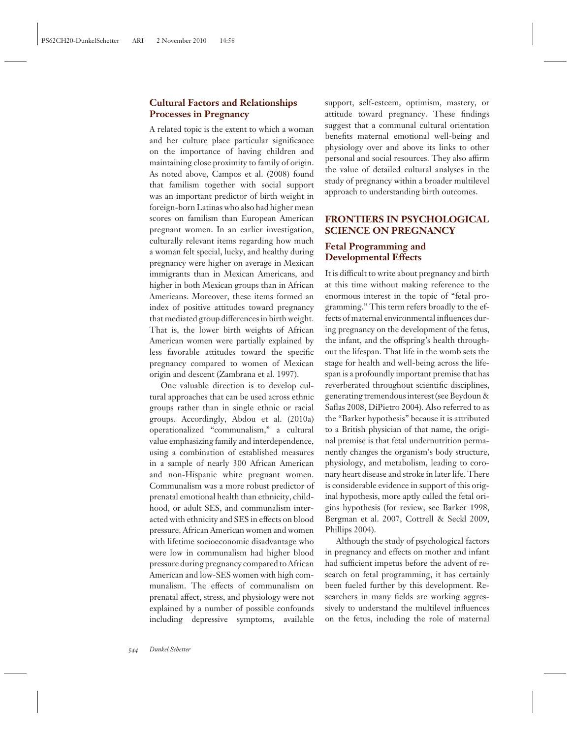## Cultural Factors and Relationships Processes in Pregnancy

A related topic is the extent to which a woman and her culture place particular significance on the importance of having children and maintaining close proximity to family of origin. As noted above, Campos et al. (2008) found that familism together with social support was an important predictor of birth weight in foreign-born Latinas who also had higher mean scores on familism than European American pregnant women. In an earlier investigation, culturally relevant items regarding how much a woman felt special, lucky, and healthy during pregnancy were higher on average in Mexican immigrants than in Mexican Americans, and higher in both Mexican groups than in African Americans. Moreover, these items formed an index of positive attitudes toward pregnancy that mediated group differences in birth weight. That is, the lower birth weights of African American women were partially explained by less favorable attitudes toward the specific pregnancy compared to women of Mexican origin and descent (Zambrana et al. 1997).

One valuable direction is to develop cultural approaches that can be used across ethnic groups rather than in single ethnic or racial groups. Accordingly, Abdou et al. (2010a) operationalized "communalism," a cultural value emphasizing family and interdependence, using a combination of established measures in a sample of nearly 300 African American and non-Hispanic white pregnant women. Communalism was a more robust predictor of prenatal emotional health than ethnicity, childhood, or adult SES, and communalism interacted with ethnicity and SES in effects on blood pressure. African American women and women with lifetime socioeconomic disadvantage who were low in communalism had higher blood pressure during pregnancy compared to African American and low-SES women with high communalism. The effects of communalism on prenatal affect, stress, and physiology were not explained by a number of possible confounds including depressive symptoms, available support, self-esteem, optimism, mastery, or attitude toward pregnancy. These findings suggest that a communal cultural orientation benefits maternal emotional well-being and physiology over and above its links to other personal and social resources. They also affirm the value of detailed cultural analyses in the study of pregnancy within a broader multilevel approach to understanding birth outcomes.

# FRONTIERS IN PSYCHOLOGICAL SCIENCE ON PREGNANCY

## Fetal Programming and Developmental Effects

It is difficult to write about pregnancy and birth at this time without making reference to the enormous interest in the topic of "fetal programming." This term refers broadly to the effects of maternal environmental influences during pregnancy on the development of the fetus, the infant, and the offspring's health throughout the lifespan. That life in the womb sets the stage for health and well-being across the lifespan is a profoundly important premise that has reverberated throughout scientific disciplines, generating tremendous interest (see Beydoun & Saflas 2008, DiPietro 2004). Also referred to as the "Barker hypothesis" because it is attributed to a British physician of that name, the original premise is that fetal undernutrition permanently changes the organism's body structure, physiology, and metabolism, leading to coronary heart disease and stroke in later life. There is considerable evidence in support of this original hypothesis, more aptly called the fetal origins hypothesis (for review, see Barker 1998, Bergman et al. 2007, Cottrell & Seckl 2009, Phillips 2004).

Although the study of psychological factors in pregnancy and effects on mother and infant had sufficient impetus before the advent of research on fetal programming, it has certainly been fueled further by this development. Researchers in many fields are working aggressively to understand the multilevel influences on the fetus, including the role of maternal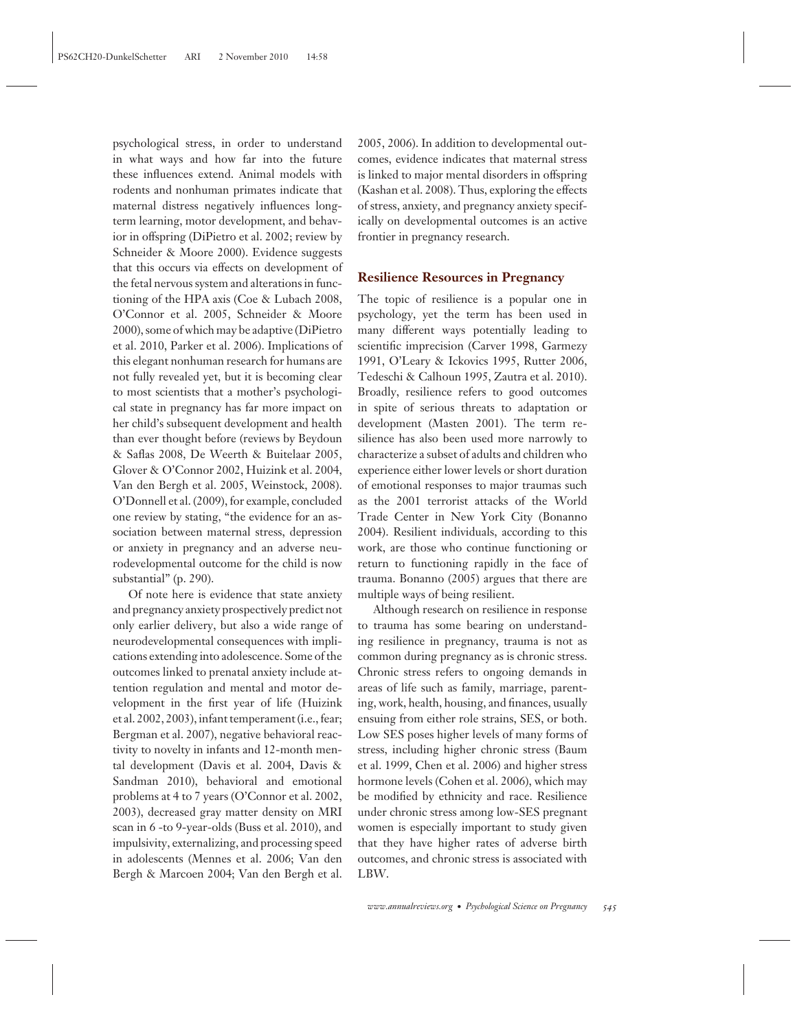psychological stress, in order to understand in what ways and how far into the future these influences extend. Animal models with rodents and nonhuman primates indicate that maternal distress negatively influences long-term learning, motor development, and behavior in offspring (DiPietro et al. 2002; review by Schneider & Moore 2000). Evidence suggests that this occurs via effects on development of the fetal nervous system and alterations in functioning of the HPA axis (Coe & Lubach 2008, O'Connor et al. 2005, Schneider & Moore 2000), some of which may be adaptive (DiPietro et al. 2010, Parker et al. 2006). Implications of this elegant nonhuman research for humans are not fully revealed yet, but it is becoming clear to most scientists that a mother's psychological state in pregnancy has far more impact on her child's subsequent development and health than ever thought before (reviews by Beydoun & Saflas 2008, De Weerth & Buitelaar 2005, Glover & O'Connor 2002, Huizink et al. 2004, Van den Bergh et al. 2005, Weinstock, 2008). O'Donnell et al. (2009), for example, concluded one review by stating, "the evidence for an association between maternal stress, depression or anxiety in pregnancy and an adverse neurodevelopmental outcome for the child is now substantial" (p. 290).

Of note here is evidence that state anxiety and pregnancy anxiety prospectively predict not only earlier delivery, but also a wide range of neurodevelopmental consequences with implications extending into adolescence. Some of the outcomes linked to prenatal anxiety include attention regulation and mental and motor development in the first year of life (Huizink et al. 2002, 2003), infant temperament (i.e., fear; Bergman et al. 2007), negative behavioral reactivity to novelty in infants and 12-month mental development (Davis et al. 2004, Davis & Sandman 2010), behavioral and emotional problems at 4 to 7 years (O'Connor et al. 2002, 2003), decreased gray matter density on MRI scan in 6 -to 9-year-olds (Buss et al. 2010), and impulsivity, externalizing, and processing speed in adolescents (Mennes et al. 2006; Van den Bergh & Marcoen 2004; Van den Bergh et al. 2005, 2006). In addition to developmental outcomes, evidence indicates that maternal stress is linked to major mental disorders in offspring (Kashan et al. 2008). Thus, exploring the effects of stress, anxiety, and pregnancy anxiety specifically on developmental outcomes is an active frontier in pregnancy research.

## Resilience Resources in Pregnancy

The topic of resilience is a popular one in psychology, yet the term has been used in many different ways potentially leading to scientific imprecision (Carver 1998, Garmezy 1991, O'Leary & Ickovics 1995, Rutter 2006, Tedeschi & Calhoun 1995, Zautra et al. 2010). Broadly, resilience refers to good outcomes in spite of serious threats to adaptation or development (Masten 2001). The term resilience has also been used more narrowly to characterize a subset of adults and children who experience either lower levels or short duration of emotional responses to major traumas such as the 2001 terrorist attacks of the World Trade Center in New York City (Bonanno 2004). Resilient individuals, according to this work, are those who continue functioning or return to functioning rapidly in the face of trauma. Bonanno (2005) argues that there are multiple ways of being resilient.

Although research on resilience in response to trauma has some bearing on understanding resilience in pregnancy, trauma is not as common during pregnancy as is chronic stress. Chronic stress refers to ongoing demands in areas of life such as family, marriage, parenting, work, health, housing, and finances, usually ensuing from either role strains, SES, or both. Low SES poses higher levels of many forms of stress, including higher chronic stress (Baum et al. 1999, Chen et al. 2006) and higher stress hormone levels (Cohen et al. 2006), which may be modified by ethnicity and race. Resilience under chronic stress among low-SES pregnant women is especially important to study given that they have higher rates of adverse birth outcomes, and chronic stress is associated with LBW.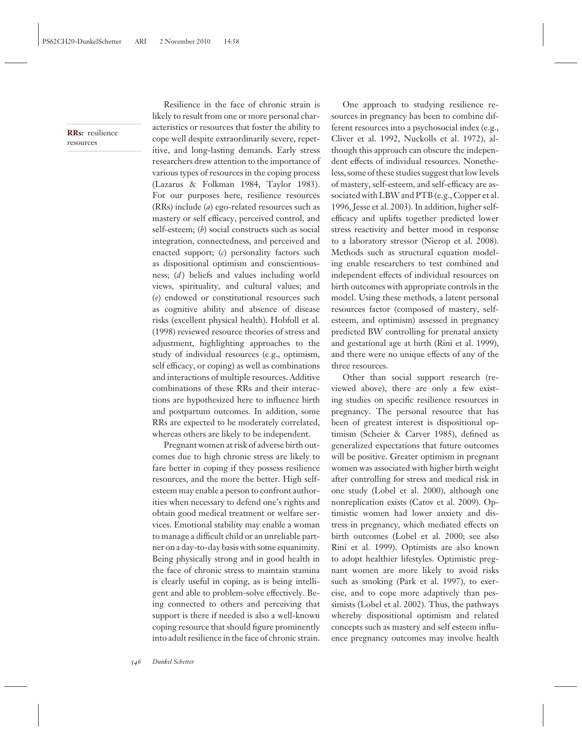**RRs:** resilience resources

Resilience in the face of chronic strain is likely to result from one or more personal characteristics or resources that foster the ability to cope well despite extraordinarily severe, repetitive, and long-lasting demands. Early stress researchers drew attention to the importance of various types of resources in the coping process (Lazarus & Folkman 1984, Taylor 1983). For our purposes here, resilience resources (RRs) include (*a*) ego-related resources such as mastery or self efficacy, perceived control, and self-esteem; (*b*) social constructs such as social integration, connectedness, and perceived and enacted support; (*c*) personality factors such as dispositional optimism and conscientiousness; (*d*) beliefs and values including world views, spirituality, and cultural values; and (*e*) endowed or constitutional resources such as cognitive ability and absence of disease risks (excellent physical health). Hobfoll et al. (1998) reviewed resource theories of stress and adjustment, highlighting approaches to the study of individual resources (e.g., optimism, self efficacy, or coping) as well as combinations and interactions of multiple resources. Additive combinations of these RRs and their interactions are hypothesized here to influence birth and postpartum outcomes. In addition, some RRs are expected to be moderately correlated, whereas others are likely to be independent.

Pregnant women at risk of adverse birth outcomes due to high chronic stress are likely to fare better in coping if they possess resilience resources, and the more the better. High self-esteem may enable a person to confront authorities when necessary to defend one's rights and obtain good medical treatment or welfare services. Emotional stability may enable a woman to manage a difficult child or an unreliable partner on a day-to-day basis with some equanimity. Being physically strong and in good health in the face of chronic stress to maintain stamina is clearly useful in coping, as is being intelligent and able to problem-solve effectively. Being connected to others and perceiving that support is there if needed is also a well-known coping resource that should figure prominently into adult resilience in the face of chronic strain.

One approach to studying resilience resources in pregnancy has been to combine different resources into a psychosocial index (e.g., Cliver et al. 1992, Nuckolls et al. 1972), although this approach can obscure the independent effects of individual resources. Nonetheless, some of these studies suggest that low levels of mastery, self-esteem, and self-efficacy are associated with LBW and PTB (e.g., Copper et al. 1996, Jesse et al. 2003). In addition, higher self-efficacy and uplifts together predicted lower stress reactivity and better mood in response to a laboratory stressor (Nierop et al. 2008). Methods such as structural equation modeling enable researchers to test combined and independent effects of individual resources on birth outcomes with appropriate controls in the model. Using these methods, a latent personal resources factor (composed of mastery, self-esteem, and optimism) assessed in pregnancy predicted BW controlling for prenatal anxiety and gestational age at birth (Rini et al. 1999), and there were no unique effects of any of the three resources.

Other than social support research (reviewed above), there are only a few existing studies on specific resilience resources in pregnancy. The personal resource that has been of greatest interest is dispositional optimism (Scheier & Carver 1985), defined as generalized expectations that future outcomes will be positive. Greater optimism in pregnant women was associated with higher birth weight after controlling for stress and medical risk in one study (Lobel et al. 2000), although one nonreplication exists (Catov et al. 2009). Optimistic women had lower anxiety and distress in pregnancy, which mediated effects on birth outcomes (Lobel et al. 2000; see also Rini et al. 1999). Optimists are also known to adopt healthier lifestyles. Optimistic pregnant women are more likely to avoid risks such as smoking (Park et al. 1997), to exercise, and to cope more adaptively than pessimists (Lobel et al. 2002). Thus, the pathways whereby dispositional optimism and related concepts such as mastery and self esteem influence pregnancy outcomes may involve health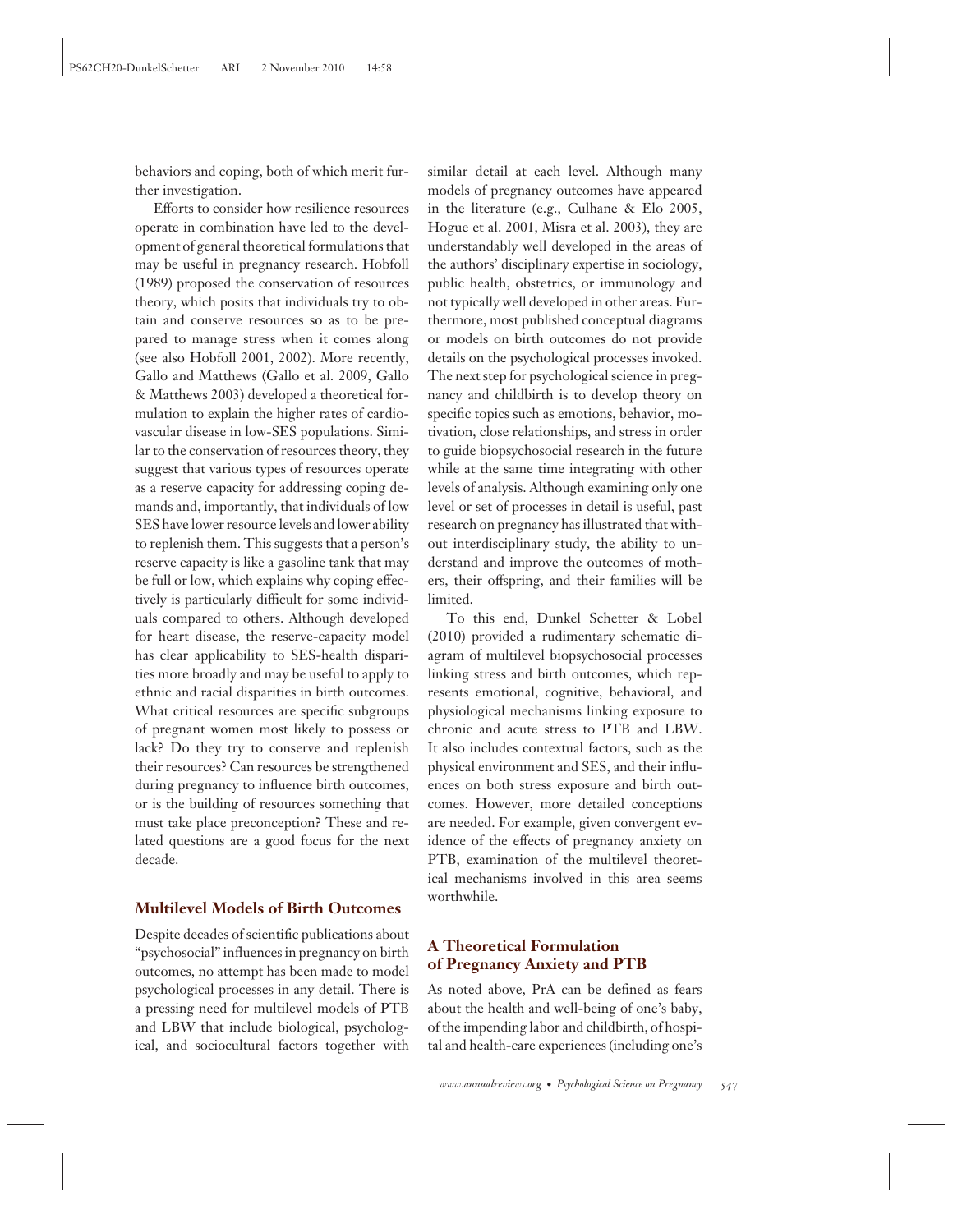behaviors and coping, both of which merit further investigation.

Efforts to consider how resilience resources operate in combination have led to the development of general theoretical formulations that may be useful in pregnancy research. Hobfoll (1989) proposed the conservation of resources theory, which posits that individuals try to obtain and conserve resources so as to be prepared to manage stress when it comes along (see also Hobfoll 2001, 2002). More recently, Gallo and Matthews (Gallo et al. 2009, Gallo & Matthews 2003) developed a theoretical formulation to explain the higher rates of cardiovascular disease in low-SES populations. Similar to the conservation of resources theory, they suggest that various types of resources operate as a reserve capacity for addressing coping demands and, importantly, that individuals of low SES have lower resource levels and lower ability to replenish them. This suggests that a person's reserve capacity is like a gasoline tank that may be full or low, which explains why coping effectively is particularly difficult for some individuals compared to others. Although developed for heart disease, the reserve-capacity model has clear applicability to SES-health disparities more broadly and may be useful to apply to ethnic and racial disparities in birth outcomes. What critical resources are specific subgroups of pregnant women most likely to possess or lack? Do they try to conserve and replenish their resources? Can resources be strengthened during pregnancy to influence birth outcomes, or is the building of resources something that must take place preconception? These and related questions are a good focus for the next decade.

## Multilevel Models of Birth Outcomes

Despite decades of scientific publications about "psychosocial" influences in pregnancy on birth outcomes, no attempt has been made to model psychological processes in any detail. There is a pressing need for multilevel models of PTB and LBW that include biological, psychological, and sociocultural factors together with similar detail at each level. Although many models of pregnancy outcomes have appeared in the literature (e.g., Culhane & Elo 2005, Hogue et al. 2001, Misra et al. 2003), they are understandably well developed in the areas of the authors' disciplinary expertise in sociology, public health, obstetrics, or immunology and not typically well developed in other areas. Furthermore, most published conceptual diagrams or models on birth outcomes do not provide details on the psychological processes invoked. The next step for psychological science in pregnancy and childbirth is to develop theory on specific topics such as emotions, behavior, motivation, close relationships, and stress in order to guide biopsychosocial research in the future while at the same time integrating with other levels of analysis. Although examining only one level or set of processes in detail is useful, past research on pregnancy has illustrated that without interdisciplinary study, the ability to understand and improve the outcomes of mothers, their offspring, and their families will be limited.

To this end, Dunkel Schetter & Lobel (2010) provided a rudimentary schematic diagram of multilevel biopsychosocial processes linking stress and birth outcomes, which represents emotional, cognitive, behavioral, and physiological mechanisms linking exposure to chronic and acute stress to PTB and LBW. It also includes contextual factors, such as the physical environment and SES, and their influences on both stress exposure and birth outcomes. However, more detailed conceptions are needed. For example, given convergent evidence of the effects of pregnancy anxiety on PTB, examination of the multilevel theoretical mechanisms involved in this area seems worthwhile.

## A Theoretical Formulation of Pregnancy Anxiety and PTB

As noted above, PrA can be defined as fears about the health and well-being of one's baby, of the impending labor and childbirth, of hospital and health-care experiences (including one's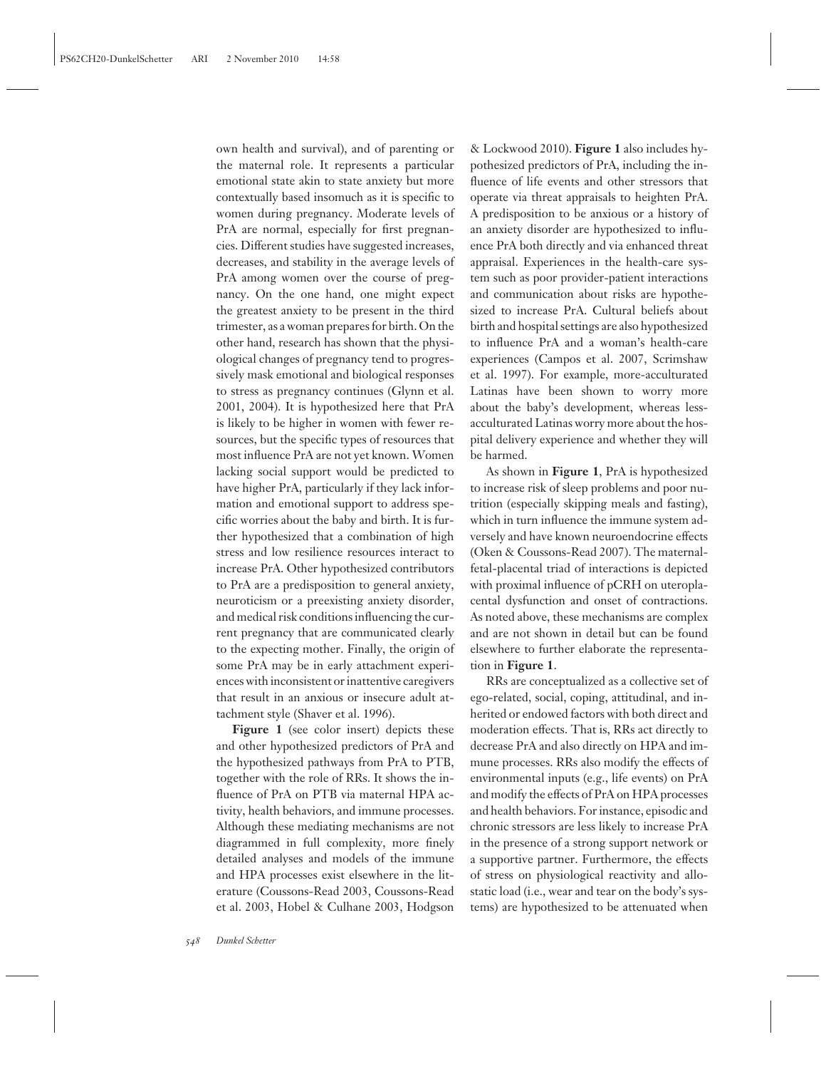own health and survival), and of parenting or the maternal role. It represents a particular emotional state akin to state anxiety but more contextually based insomuch as it is specific to women during pregnancy. Moderate levels of PrA are normal, especially for first pregnancies. Different studies have suggested increases, decreases, and stability in the average levels of PrA among women over the course of pregnancy. On the one hand, one might expect the greatest anxiety to be present in the third trimester, as a woman prepares for birth. On the other hand, research has shown that the physiological changes of pregnancy tend to progressively mask emotional and biological responses to stress as pregnancy continues (Glynn et al. 2001, 2004). It is hypothesized here that PrA is likely to be higher in women with fewer resources, but the specific types of resources that most influence PrA are not yet known. Women lacking social support would be predicted to have higher PrA, particularly if they lack information and emotional support to address specific worries about the baby and birth. It is further hypothesized that a combination of high stress and low resilience resources interact to increase PrA. Other hypothesized contributors to PrA are a predisposition to general anxiety, neuroticism or a preexisting anxiety disorder, and medical risk conditions influencing the current pregnancy that are communicated clearly to the expecting mother. Finally, the origin of some PrA may be in early attachment experiences with inconsistent or inattentive caregivers that result in an anxious or insecure adult attachment style (Shaver et al. 1996).

**Figure 1** (see color insert) depicts these and other hypothesized predictors of PrA and the hypothesized pathways from PrA to PTB, together with the role of RRs. It shows the influence of PrA on PTB via maternal HPA activity, health behaviors, and immune processes. Although these mediating mechanisms are not diagrammed in full complexity, more finely detailed analyses and models of the immune and HPA processes exist elsewhere in the literature (Coussons-Read 2003, Coussons-Read et al. 2003, Hobel & Culhane 2003, Hodgson & Lockwood 2010). **Figure 1** also includes hypothesized predictors of PrA, including the influence of life events and other stressors that operate via threat appraisals to heighten PrA. A predisposition to be anxious or a history of an anxiety disorder are hypothesized to influence PrA both directly and via enhanced threat appraisal. Experiences in the health-care system such as poor provider-patient interactions and communication about risks are hypothesized to increase PrA. Cultural beliefs about birth and hospital settings are also hypothesized to influence PrA and a woman's health-care experiences (Campos et al. 2007, Scrimshaw et al. 1997). For example, more-acculturated Latinas have been shown to worry more about the baby's development, whereas less-acculturated Latinas worry more about the hospital delivery experience and whether they will be harmed.

As shown in **Figure 1**, PrA is hypothesized to increase risk of sleep problems and poor nutrition (especially skipping meals and fasting), which in turn influence the immune system adversely and have known neuroendocrine effects (Oken & Coussons-Read 2007). The maternal-fetal-placental triad of interactions is depicted with proximal influence of pCRH on uteroplacental dysfunction and onset of contractions. As noted above, these mechanisms are complex and are not shown in detail but can be found elsewhere to further elaborate the representation in **Figure 1**.

RRs are conceptualized as a collective set of ego-related, social, coping, attitudinal, and inherited or endowed factors with both direct and moderation effects. That is, RRs act directly to decrease PrA and also directly on HPA and immune processes. RRs also modify the effects of environmental inputs (e.g., life events) on PrA and modify the effects of PrA on HPA processes and health behaviors. For instance, episodic and chronic stressors are less likely to increase PrA in the presence of a strong support network or a supportive partner. Furthermore, the effects of stress on physiological reactivity and allostatic load (i.e., wear and tear on the body's systems) are hypothesized to be attenuated when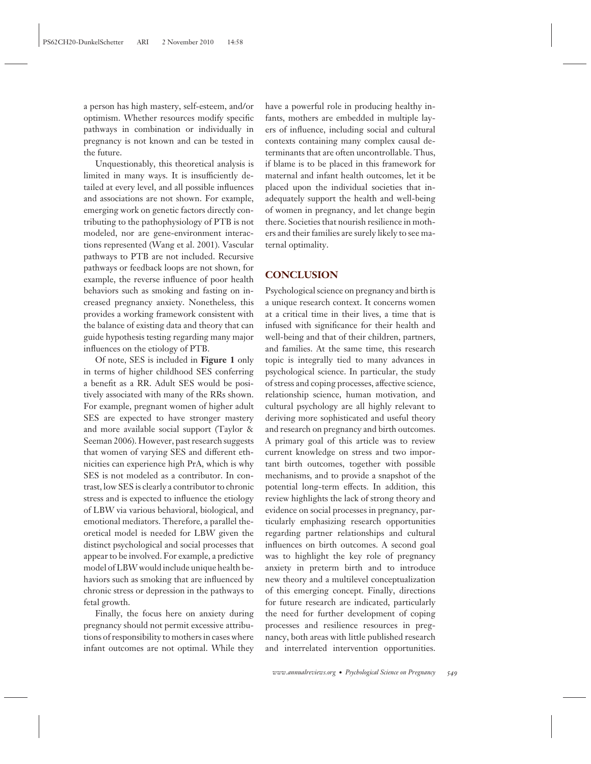a person has high mastery, self-esteem, and/or optimism. Whether resources modify specific pathways in combination or individually in pregnancy is not known and can be tested in the future.

Unquestionably, this theoretical analysis is limited in many ways. It is insufficiently detailed at every level, and all possible influences and associations are not shown. For example, emerging work on genetic factors directly contributing to the pathophysiology of PTB is not modeled, nor are gene-environment interactions represented (Wang et al. 2001). Vascular pathways to PTB are not included. Recursive pathways or feedback loops are not shown, for example, the reverse influence of poor health behaviors such as smoking and fasting on increased pregnancy anxiety. Nonetheless, this provides a working framework consistent with the balance of existing data and theory that can guide hypothesis testing regarding many major influences on the etiology of PTB.

Of note, SES is included in **Figure 1** only in terms of higher childhood SES conferring a benefit as a RR. Adult SES would be positively associated with many of the RRs shown. For example, pregnant women of higher adult SES are expected to have stronger mastery and more available social support (Taylor & Seeman 2006). However, past research suggests that women of varying SES and different ethnicities can experience high PrA, which is why SES is not modeled as a contributor. In contrast, low SES is clearly a contributor to chronic stress and is expected to influence the etiology of LBW via various behavioral, biological, and emotional mediators. Therefore, a parallel theoretical model is needed for LBW given the distinct psychological and social processes that appear to be involved. For example, a predictive model of LBW would include unique health behaviors such as smoking that are influenced by chronic stress or depression in the pathways to fetal growth.

Finally, the focus here on anxiety during pregnancy should not permit excessive attributions of responsibility to mothers in cases where infant outcomes are not optimal. While they have a powerful role in producing healthy infants, mothers are embedded in multiple layers of influence, including social and cultural contexts containing many complex causal determinants that are often uncontrollable. Thus, if blame is to be placed in this framework for maternal and infant health outcomes, let it be placed upon the individual societies that inadequately support the health and well-being of women in pregnancy, and let change begin there. Societies that nourish resilience in mothers and their families are surely likely to see maternal optimality.

## CONCLUSION

Psychological science on pregnancy and birth is a unique research context. It concerns women at a critical time in their lives, a time that is infused with significance for their health and well-being and that of their children, partners, and families. At the same time, this research topic is integrally tied to many advances in psychological science. In particular, the study of stress and coping processes, affective science, relationship science, human motivation, and cultural psychology are all highly relevant to deriving more sophisticated and useful theory and research on pregnancy and birth outcomes. A primary goal of this article was to review current knowledge on stress and two important birth outcomes, together with possible mechanisms, and to provide a snapshot of the potential long-term effects. In addition, this review highlights the lack of strong theory and evidence on social processes in pregnancy, particularly emphasizing research opportunities regarding partner relationships and cultural influences on birth outcomes. A second goal was to highlight the key role of pregnancy anxiety in preterm birth and to introduce new theory and a multilevel conceptualization of this emerging concept. Finally, directions for future research are indicated, particularly the need for further development of coping processes and resilience resources in pregnancy, both areas with little published research and interrelated intervention opportunities.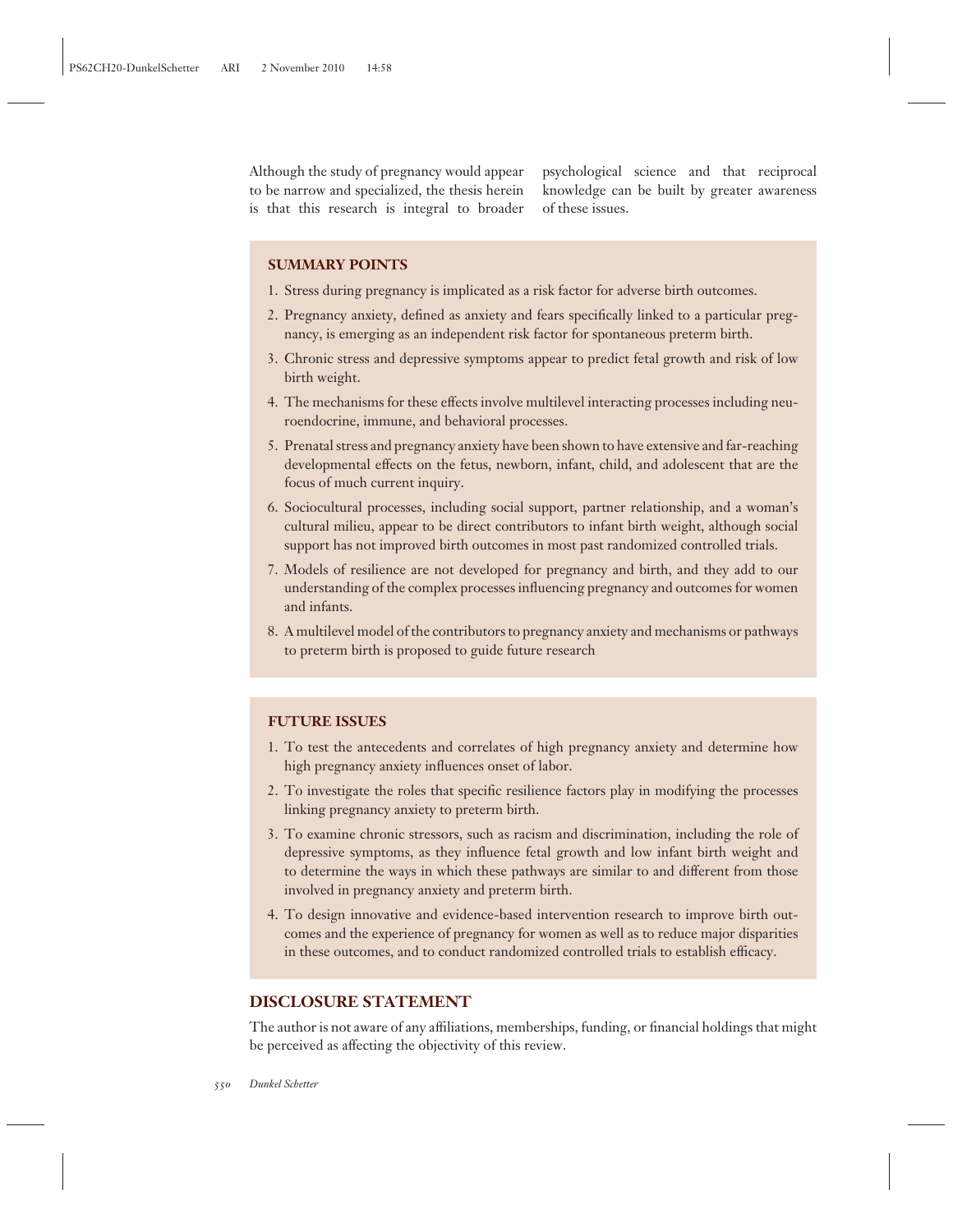Although the study of pregnancy would appear to be narrow and specialized, the thesis herein is that this research is integral to broader psychological science and that reciprocal knowledge can be built by greater awareness of these issues.

### SUMMARY POINTS

1. Stress during pregnancy is implicated as a risk factor for adverse birth outcomes.
2. Pregnancy anxiety, defined as anxiety and fears specifically linked to a particular pregnancy, is emerging as an independent risk factor for spontaneous preterm birth.
3. Chronic stress and depressive symptoms appear to predict fetal growth and risk of low birth weight.
4. The mechanisms for these effects involve multilevel interacting processes including neuroendocrine, immune, and behavioral processes.
5. Prenatal stress and pregnancy anxiety have been shown to have extensive and far-reaching developmental effects on the fetus, newborn, infant, child, and adolescent that are the focus of much current inquiry.
6. Sociocultural processes, including social support, partner relationship, and a woman's cultural milieu, appear to be direct contributors to infant birth weight, although social support has not improved birth outcomes in most past randomized controlled trials.
7. Models of resilience are not developed for pregnancy and birth, and they add to our understanding of the complex processes influencing pregnancy and outcomes for women and infants.
8. A multilevel model of the contributors to pregnancy anxiety and mechanisms or pathways to preterm birth is proposed to guide future research

### FUTURE ISSUES

1. To test the antecedents and correlates of high pregnancy anxiety and determine how high pregnancy anxiety influences onset of labor.
2. To investigate the roles that specific resilience factors play in modifying the processes linking pregnancy anxiety to preterm birth.
3. To examine chronic stressors, such as racism and discrimination, including the role of depressive symptoms, as they influence fetal growth and low infant birth weight and to determine the ways in which these pathways are similar to and different from those involved in pregnancy anxiety and preterm birth.
4. To design innovative and evidence-based intervention research to improve birth outcomes and the experience of pregnancy for women as well as to reduce major disparities in these outcomes, and to conduct randomized controlled trials to establish efficacy.

## DISCLOSURE STATEMENT

The author is not aware of any affiliations, memberships, funding, or financial holdings that might be perceived as affecting the objectivity of this review.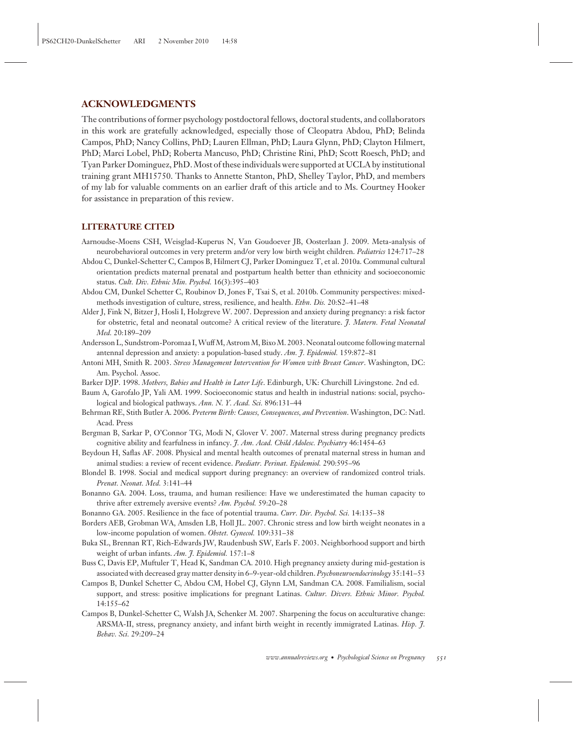## ACKNOWLEDGMENTS

The contributions of former psychology postdoctoral fellows, doctoral students, and collaborators in this work are gratefully acknowledged, especially those of Cleopatra Abdou, PhD; Belinda Campos, PhD; Nancy Collins, PhD; Lauren Ellman, PhD; Laura Glynn, PhD; Clayton Hilmert, PhD; Marci Lobel, PhD; Roberta Mancuso, PhD; Christine Rini, PhD; Scott Roesch, PhD; and Tyan Parker Dominguez, PhD. Most of these individuals were supported at UCLA by institutional training grant MH15750. Thanks to Annette Stanton, PhD, Shelley Taylor, PhD, and members of my lab for valuable comments on an earlier draft of this article and to Ms. Courtney Hooker for assistance in preparation of this review.

## LITERATURE CITED

Aarnoudse-Moens CSH, Weisglad-Kuperus N, Van Goudoever JB, Oosterlaan J. 2009. Meta-analysis of neurobehavioral outcomes in very preterm and/or very low birth weight children. *Pediatrics* 124:717–28

Abdou C, Dunkel-Schetter C, Campos B, Hilmert CJ, Parker Dominguez T, et al. 2010a. Communal cultural orientation predicts maternal prenatal and postpartum health better than ethnicity and socioeconomic status. *Cult. Div. Ethnic Min. Psychol.* 16(3):395–403

Abdou CM, Dunkel Schetter C, Roubinov D, Jones F, Tsai S, et al. 2010b. Community perspectives: mixed-methods investigation of culture, stress, resilience, and health. *Ethn. Dis.* 20:S2–41–48

Alder J, Fink N, Bitzer J, Hosli I, Holzgreve W. 2007. Depression and anxiety during pregnancy: a risk factor for obstetric, fetal and neonatal outcome? A critical review of the literature. *J. Matern. Fetal Neonatal Med.* 20:189–209

Andersson L, Sundstrom-Poromaa I, Wuff M, Astrom M, Bixo M. 2003. Neonatal outcome following maternal antennal depression and anxiety: a population-based study. *Am. J. Epidemiol.* 159:872–81

Antoni MH, Smith R. 2003. *Stress Management Intervention for Women with Breast Cancer*. Washington, DC: Am. Psychol. Assoc.

Barker DJP. 1998. *Mothers, Babies and Health in Later Life*. Edinburgh, UK: Churchill Livingstone. 2nd ed.

Baum A, Garofalo JP, Yali AM. 1999. Socioeconomic status and health in industrial nations: social, psychological and biological pathways. *Ann. N. Y. Acad. Sci.* 896:131–44

Behrman RE, Stith Butler A. 2006. *Preterm Birth: Causes, Consequences, and Prevention*. Washington, DC: Natl. Acad. Press

Bergman B, Sarkar P, O'Connor TG, Modi N, Glover V. 2007. Maternal stress during pregnancy predicts cognitive ability and fearfulness in infancy. *J. Am. Acad. Child Adolesc. Psychiatry* 46:1454–63

Beydoun H, Saflas AF. 2008. Physical and mental health outcomes of prenatal maternal stress in human and animal studies: a review of recent evidence. *Paediatr. Perinat. Epidemiol.* 290:595–96

Blondel B. 1998. Social and medical support during pregnancy: an overview of randomized control trials. *Prenat. Neonat. Med.* 3:141–44

Bonanno GA. 2004. Loss, trauma, and human resilience: Have we underestimated the human capacity to thrive after extremely aversive events? *Am. Psychol.* 59:20–28

Bonanno GA. 2005. Resilience in the face of potential trauma. *Curr. Dir. Psychol. Sci.* 14:135–38

Borders AEB, Grobman WA, Amsden LB, Holl JL. 2007. Chronic stress and low birth weight neonates in a low-income population of women. *Obstet. Gynecol.* 109:331–38

Buka SL, Brennan RT, Rich-Edwards JW, Raudenbush SW, Earls F. 2003. Neighborhood support and birth weight of urban infants. *Am. J. Epidemiol.* 157:1–8

Buss C, Davis EP, Muftuler T, Head K, Sandman CA. 2010. High pregnancy anxiety during mid-gestation is associated with decreased gray matter density in 6–9-year-old children. *Psychoneuroendocrinology* 35:141–53

Campos B, Dunkel Schetter C, Abdou CM, Hobel CJ, Glynn LM, Sandman CA. 2008. Familialism, social support, and stress: positive implications for pregnant Latinas. *Cultur. Divers. Ethnic Minor. Psychol.* 14:155–62

Campos B, Dunkel-Schetter C, Walsh JA, Schenker M. 2007. Sharpening the focus on acculturative change: ARSMA-II, stress, pregnancy anxiety, and infant birth weight in recently immigrated Latinas. *Hisp. J. Behav. Sci.* 29:209–24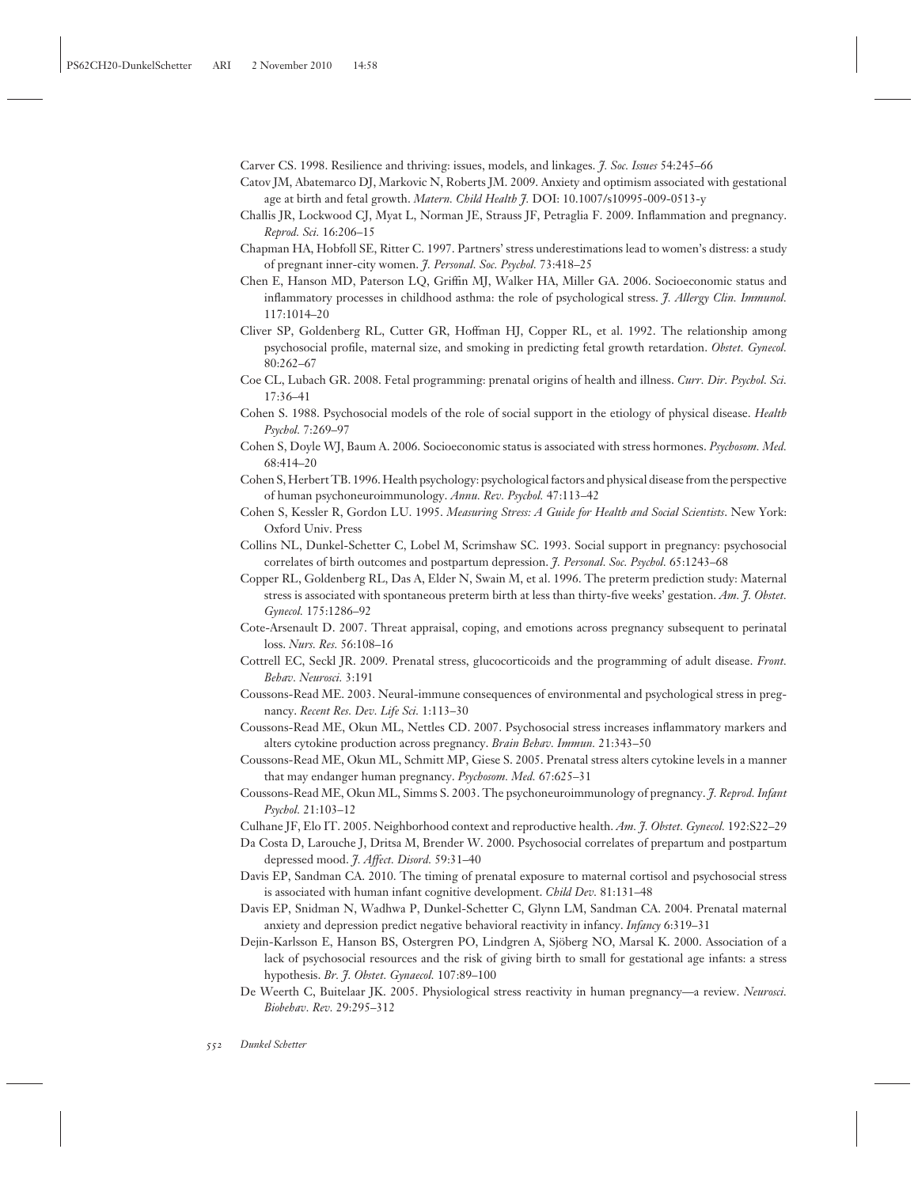Carver CS. 1998. Resilience and thriving: issues, models, and linkages. *J. Soc. Issues* 54:245–66

Catov JM, Abatemarco DJ, Markovic N, Roberts JM. 2009. Anxiety and optimism associated with gestational age at birth and fetal growth. *Matern. Child Health J.* DOI: 10.1007/s10995-009-0513-y

Challis JR, Lockwood CJ, Myat L, Norman JE, Strauss JF, Petraglia F. 2009. Inflammation and pregnancy. *Reprod. Sci.* 16:206–15

Chapman HA, Hobfoll SE, Ritter C. 1997. Partners' stress underestimations lead to women's distress: a study of pregnant inner-city women. *J. Personal. Soc. Psychol.* 73:418–25

Chen E, Hanson MD, Paterson LQ, Griffin MJ, Walker HA, Miller GA. 2006. Socioeconomic status and inflammatory processes in childhood asthma: the role of psychological stress. *J. Allergy Clin. Immunol.* 117:1014–20

Cliver SP, Goldenberg RL, Cutter GR, Hoffman HJ, Copper RL, et al. 1992. The relationship among psychosocial profile, maternal size, and smoking in predicting fetal growth retardation. *Obstet. Gynecol.* 80:262–67

Coe CL, Lubach GR. 2008. Fetal programming: prenatal origins of health and illness. *Curr. Dir. Psychol. Sci.* 17:36–41

Cohen S. 1988. Psychosocial models of the role of social support in the etiology of physical disease. *Health Psychol.* 7:269–97

Cohen S, Doyle WJ, Baum A. 2006. Socioeconomic status is associated with stress hormones. *Psychosom. Med.* 68:414–20

Cohen S, Herbert TB. 1996. Health psychology: psychological factors and physical disease from the perspective of human psychoneuroimmunology. *Annu. Rev. Psychol.* 47:113–42

Cohen S, Kessler R, Gordon LU. 1995. *Measuring Stress: A Guide for Health and Social Scientists*. New York: Oxford Univ. Press

Collins NL, Dunkel-Schetter C, Lobel M, Scrimshaw SC. 1993. Social support in pregnancy: psychosocial correlates of birth outcomes and postpartum depression. *J. Personal. Soc. Psychol.* 65:1243–68

Copper RL, Goldenberg RL, Das A, Elder N, Swain M, et al. 1996. The preterm prediction study: Maternal stress is associated with spontaneous preterm birth at less than thirty-five weeks' gestation. *Am. J. Obstet. Gynecol.* 175:1286–92

Cote-Arsenault D. 2007. Threat appraisal, coping, and emotions across pregnancy subsequent to perinatal loss. *Nurs. Res.* 56:108–16

Cottrell EC, Seckl JR. 2009. Prenatal stress, glucocorticoids and the programming of adult disease. *Front. Behav. Neurosci.* 3:191

Coussons-Read ME. 2003. Neural-immune consequences of environmental and psychological stress in pregnancy. *Recent Res. Dev. Life Sci.* 1:113–30

Coussons-Read ME, Okun ML, Nettles CD. 2007. Psychosocial stress increases inflammatory markers and alters cytokine production across pregnancy. *Brain Behav. Immun.* 21:343–50

Coussons-Read ME, Okun ML, Schmitt MP, Giese S. 2005. Prenatal stress alters cytokine levels in a manner that may endanger human pregnancy. *Psychosom. Med.* 67:625–31

Coussons-Read ME, Okun ML, Simms S. 2003. The psychoneuroimmunology of pregnancy. *J. Reprod. Infant Psychol.* 21:103–12

Culhane JF, Elo IT. 2005. Neighborhood context and reproductive health. *Am. J. Obstet. Gynecol.* 192:S22–29

Da Costa D, Larouche J, Dritsa M, Brender W. 2000. Psychosocial correlates of prepartum and postpartum depressed mood. *J. Affect. Disord.* 59:31–40

Davis EP, Sandman CA. 2010. The timing of prenatal exposure to maternal cortisol and psychosocial stress is associated with human infant cognitive development. *Child Dev.* 81:131–48

Davis EP, Snidman N, Wadhwa P, Dunkel-Schetter C, Glynn LM, Sandman CA. 2004. Prenatal maternal anxiety and depression predict negative behavioral reactivity in infancy. *Infancy* 6:319–31

Dejin-Karlsson E, Hanson BS, Ostergren PO, Lindgren A, Sjöberg NO, Marsal K. 2000. Association of a lack of psychosocial resources and the risk of giving birth to small for gestational age infants: a stress hypothesis. *Br. J. Obstet. Gynaecol.* 107:89–100

De Weerth C, Buitelaar JK. 2005. Physiological stress reactivity in human pregnancy—a review. *Neurosci. Biobehav. Rev.* 29:295–312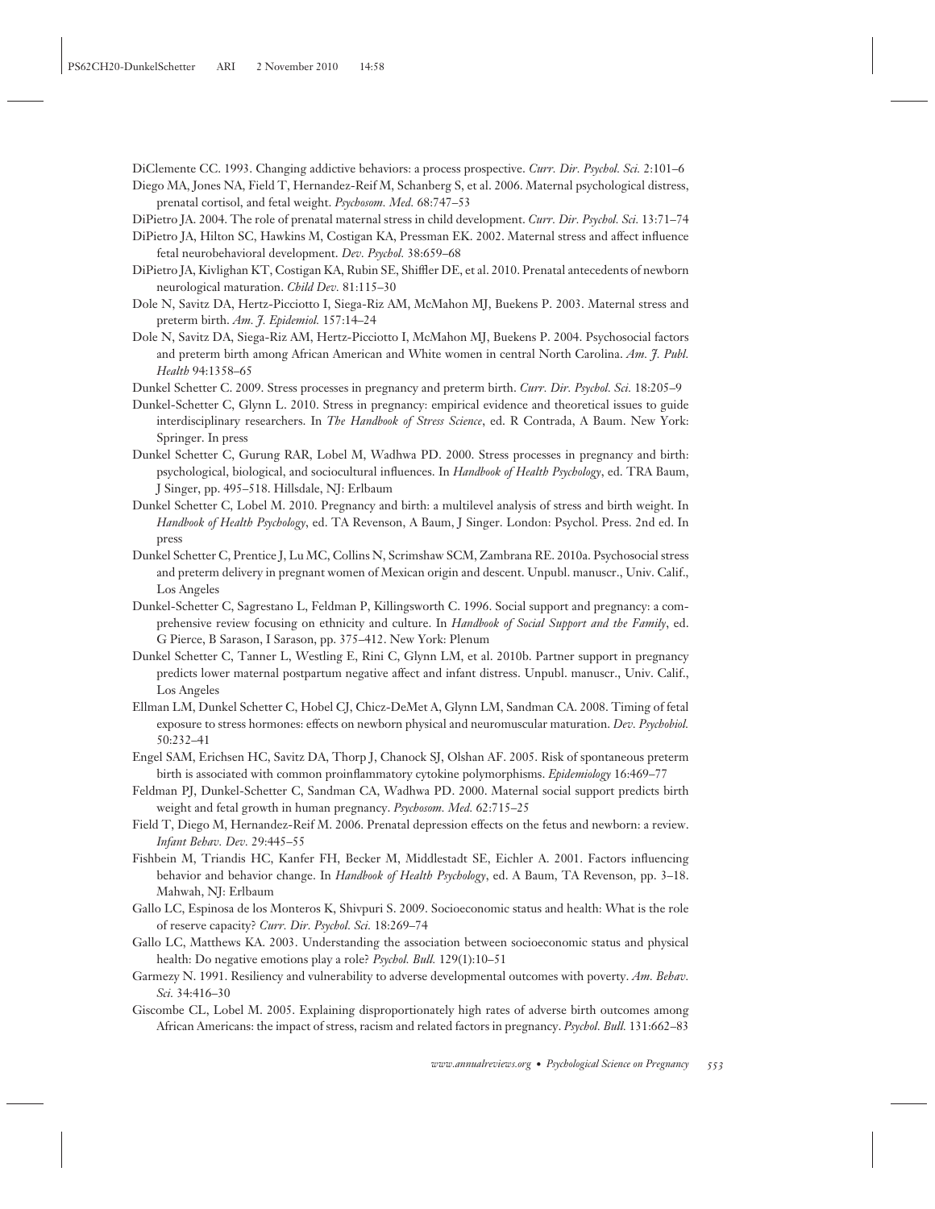DiClemente CC. 1993. Changing addictive behaviors: a process prospective. *Curr. Dir. Psychol. Sci.* 2:101–6

Diego MA, Jones NA, Field T, Hernandez-Reif M, Schanberg S, et al. 2006. Maternal psychological distress, prenatal cortisol, and fetal weight. *Psychosom. Med.* 68:747–53

DiPietro JA. 2004. The role of prenatal maternal stress in child development. *Curr. Dir. Psychol. Sci.* 13:71–74

DiPietro JA, Hilton SC, Hawkins M, Costigan KA, Pressman EK. 2002. Maternal stress and affect influence fetal neurobehavioral development. *Dev. Psychol.* 38:659–68

DiPietro JA, Kivlighan KT, Costigan KA, Rubin SE, Shiffler DE, et al. 2010. Prenatal antecedents of newborn neurological maturation. *Child Dev.* 81:115–30

Dole N, Savitz DA, Hertz-Picciotto I, Siega-Riz AM, McMahon MJ, Buekens P. 2003. Maternal stress and preterm birth. *Am. J. Epidemiol.* 157:14–24

Dole N, Savitz DA, Siega-Riz AM, Hertz-Picciotto I, McMahon MJ, Buekens P. 2004. Psychosocial factors and preterm birth among African American and White women in central North Carolina. *Am. J. Publ. Health* 94:1358–65

Dunkel Schetter C. 2009. Stress processes in pregnancy and preterm birth. *Curr. Dir. Psychol. Sci.* 18:205–9

Dunkel-Schetter C, Glynn L. 2010. Stress in pregnancy: empirical evidence and theoretical issues to guide interdisciplinary researchers. In *The Handbook of Stress Science*, ed. R Contrada, A Baum. New York: Springer. In press

Dunkel Schetter C, Gurung RAR, Lobel M, Wadhwa PD. 2000. Stress processes in pregnancy and birth: psychological, biological, and sociocultural influences. In *Handbook of Health Psychology*, ed. TRA Baum, J Singer, pp. 495–518. Hillsdale, NJ: Erlbaum

Dunkel Schetter C, Lobel M. 2010. Pregnancy and birth: a multilevel analysis of stress and birth weight. In *Handbook of Health Psychology*, ed. TA Revenson, A Baum, J Singer. London: Psychol. Press. 2nd ed. In press

Dunkel Schetter C, Prentice J, Lu MC, Collins N, Scrimshaw SCM, Zambrana RE. 2010a. Psychosocial stress and preterm delivery in pregnant women of Mexican origin and descent. Unpubl. manuscr., Univ. Calif., Los Angeles

Dunkel-Schetter C, Sagrestano L, Feldman P, Killingsworth C. 1996. Social support and pregnancy: a comprehensive review focusing on ethnicity and culture. In *Handbook of Social Support and the Family*, ed. G Pierce, B Sarason, I Sarason, pp. 375–412. New York: Plenum

Dunkel Schetter C, Tanner L, Westling E, Rini C, Glynn LM, et al. 2010b. Partner support in pregnancy predicts lower maternal postpartum negative affect and infant distress. Unpubl. manuscr., Univ. Calif., Los Angeles

Ellman LM, Dunkel Schetter C, Hobel CJ, Chicz-DeMet A, Glynn LM, Sandman CA. 2008. Timing of fetal exposure to stress hormones: effects on newborn physical and neuromuscular maturation. *Dev. Psychobiol.* 50:232–41

Engel SAM, Erichsen HC, Savitz DA, Thorp J, Chanock SJ, Olshan AF. 2005. Risk of spontaneous preterm birth is associated with common proinflammatory cytokine polymorphisms. *Epidemiology* 16:469–77

Feldman PJ, Dunkel-Schetter C, Sandman CA, Wadhwa PD. 2000. Maternal social support predicts birth weight and fetal growth in human pregnancy. *Psychosom. Med.* 62:715–25

Field T, Diego M, Hernandez-Reif M. 2006. Prenatal depression effects on the fetus and newborn: a review. *Infant Behav. Dev.* 29:445–55

Fishbein M, Triandis HC, Kanfer FH, Becker M, Middlestadt SE, Eichler A. 2001. Factors influencing behavior and behavior change. In *Handbook of Health Psychology*, ed. A Baum, TA Revenson, pp. 3–18. Mahwah, NJ: Erlbaum

Gallo LC, Espinosa de los Monteros K, Shivpuri S. 2009. Socioeconomic status and health: What is the role of reserve capacity? *Curr. Dir. Psychol. Sci.* 18:269–74

Gallo LC, Matthews KA. 2003. Understanding the association between socioeconomic status and physical health: Do negative emotions play a role? *Psychol. Bull.* 129(1):10–51

Garmezy N. 1991. Resiliency and vulnerability to adverse developmental outcomes with poverty. *Am. Behav. Sci.* 34:416–30

Giscombe CL, Lobel M. 2005. Explaining disproportionately high rates of adverse birth outcomes among African Americans: the impact of stress, racism and related factors in pregnancy. *Psychol. Bull.* 131:662–83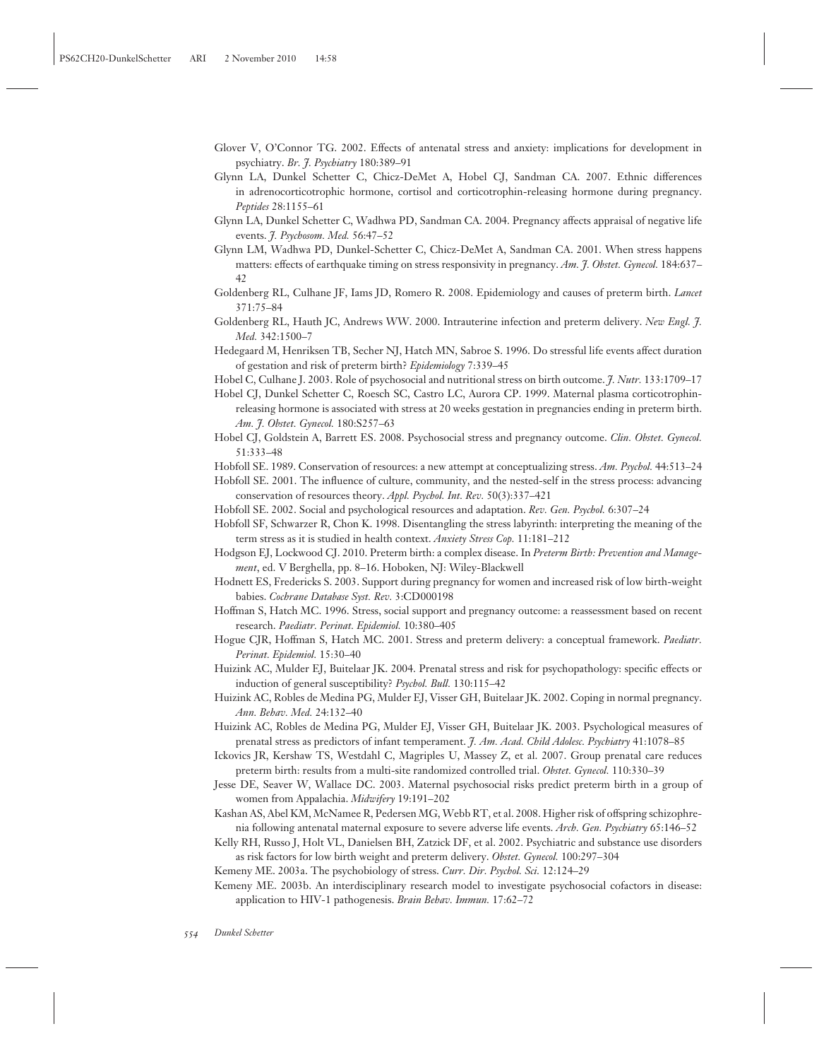Glover V, O'Connor TG. 2002. Effects of antenatal stress and anxiety: implications for development in psychiatry. *Br. J. Psychiatry* 180:389–91

Glynn LA, Dunkel Schetter C, Chicz-DeMet A, Hobel CJ, Sandman CA. 2007. Ethnic differences in adrenocorticotrophic hormone, cortisol and corticotrophin-releasing hormone during pregnancy. *Peptides* 28:1155–61

Glynn LA, Dunkel Schetter C, Wadhwa PD, Sandman CA. 2004. Pregnancy affects appraisal of negative life events. *J. Psychosom. Med.* 56:47–52

Glynn LM, Wadhwa PD, Dunkel-Schetter C, Chicz-DeMet A, Sandman CA. 2001. When stress happens matters: effects of earthquake timing on stress responsivity in pregnancy. *Am. J. Obstet. Gynecol.* 184:637–42

Goldenberg RL, Culhane JF, Iams JD, Romero R. 2008. Epidemiology and causes of preterm birth. *Lancet* 371:75–84

Goldenberg RL, Hauth JC, Andrews WW. 2000. Intrauterine infection and preterm delivery. *New Engl. J. Med.* 342:1500–7

Hedegaard M, Henriksen TB, Secher NJ, Hatch MN, Sabroe S. 1996. Do stressful life events affect duration of gestation and risk of preterm birth? *Epidemiology* 7:339–45

Hobel C, Culhane J. 2003. Role of psychosocial and nutritional stress on birth outcome. *J. Nutr.* 133:1709–17

Hobel CJ, Dunkel Schetter C, Roesch SC, Castro LC, Aurora CP. 1999. Maternal plasma corticotrophin-releasing hormone is associated with stress at 20 weeks gestation in pregnancies ending in preterm birth. *Am. J. Obstet. Gynecol.* 180:S257–63

Hobel CJ, Goldstein A, Barrett ES. 2008. Psychosocial stress and pregnancy outcome. *Clin. Obstet. Gynecol.* 51:333–48

Hobfoll SE. 1989. Conservation of resources: a new attempt at conceptualizing stress. *Am. Psychol.* 44:513–24

Hobfoll SE. 2001. The influence of culture, community, and the nested-self in the stress process: advancing conservation of resources theory. *Appl. Psychol. Int. Rev.* 50(3):337–421

Hobfoll SE. 2002. Social and psychological resources and adaptation. *Rev. Gen. Psychol.* 6:307–24

Hobfoll SF, Schwarzer R, Chon K. 1998. Disentangling the stress labyrinth: interpreting the meaning of the term stress as it is studied in health context. *Anxiety Stress Cop.* 11:181–212

Hodgson EJ, Lockwood CJ. 2010. Preterm birth: a complex disease. In *Preterm Birth: Prevention and Management*, ed. V Berghella, pp. 8–16. Hoboken, NJ: Wiley-Blackwell

Hodnett ES, Fredericks S. 2003. Support during pregnancy for women and increased risk of low birth-weight babies. *Cochrane Database Syst. Rev.* 3:CD000198

Hoffman S, Hatch MC. 1996. Stress, social support and pregnancy outcome: a reassessment based on recent research. *Paediatr. Perinat. Epidemiol.* 10:380–405

Hogue CJR, Hoffman S, Hatch MC. 2001. Stress and preterm delivery: a conceptual framework. *Paediatr. Perinat. Epidemiol.* 15:30–40

Huizink AC, Mulder EJ, Buitelaar JK. 2004. Prenatal stress and risk for psychopathology: specific effects or induction of general susceptibility? *Psychol. Bull.* 130:115–42

Huizink AC, Robles de Medina PG, Mulder EJ, Visser GH, Buitelaar JK. 2002. Coping in normal pregnancy. *Ann. Behav. Med.* 24:132–40

Huizink AC, Robles de Medina PG, Mulder EJ, Visser GH, Buitelaar JK. 2003. Psychological measures of prenatal stress as predictors of infant temperament. *J. Am. Acad. Child Adolesc. Psychiatry* 41:1078–85

Ickovics JR, Kershaw TS, Westdahl C, Magriples U, Massey Z, et al. 2007. Group prenatal care reduces preterm birth: results from a multi-site randomized controlled trial. *Obstet. Gynecol.* 110:330–39

Jesse DE, Seaver W, Wallace DC. 2003. Maternal psychosocial risks predict preterm birth in a group of women from Appalachia. *Midwifery* 19:191–202

Kashan AS, Abel KM, McNamee R, Pedersen MG, Webb RT, et al. 2008. Higher risk of offspring schizophrenia following antenatal maternal exposure to severe adverse life events. *Arch. Gen. Psychiatry* 65:146–52

Kelly RH, Russo J, Holt VL, Danielsen BH, Zatzick DF, et al. 2002. Psychiatric and substance use disorders as risk factors for low birth weight and preterm delivery. *Obstet. Gynecol.* 100:297–304

Kemeny ME. 2003a. The psychobiology of stress. *Curr. Dir. Psychol. Sci.* 12:124–29

Kemeny ME. 2003b. An interdisciplinary research model to investigate psychosocial cofactors in disease: application to HIV-1 pathogenesis. *Brain Behav. Immun.* 17:62–72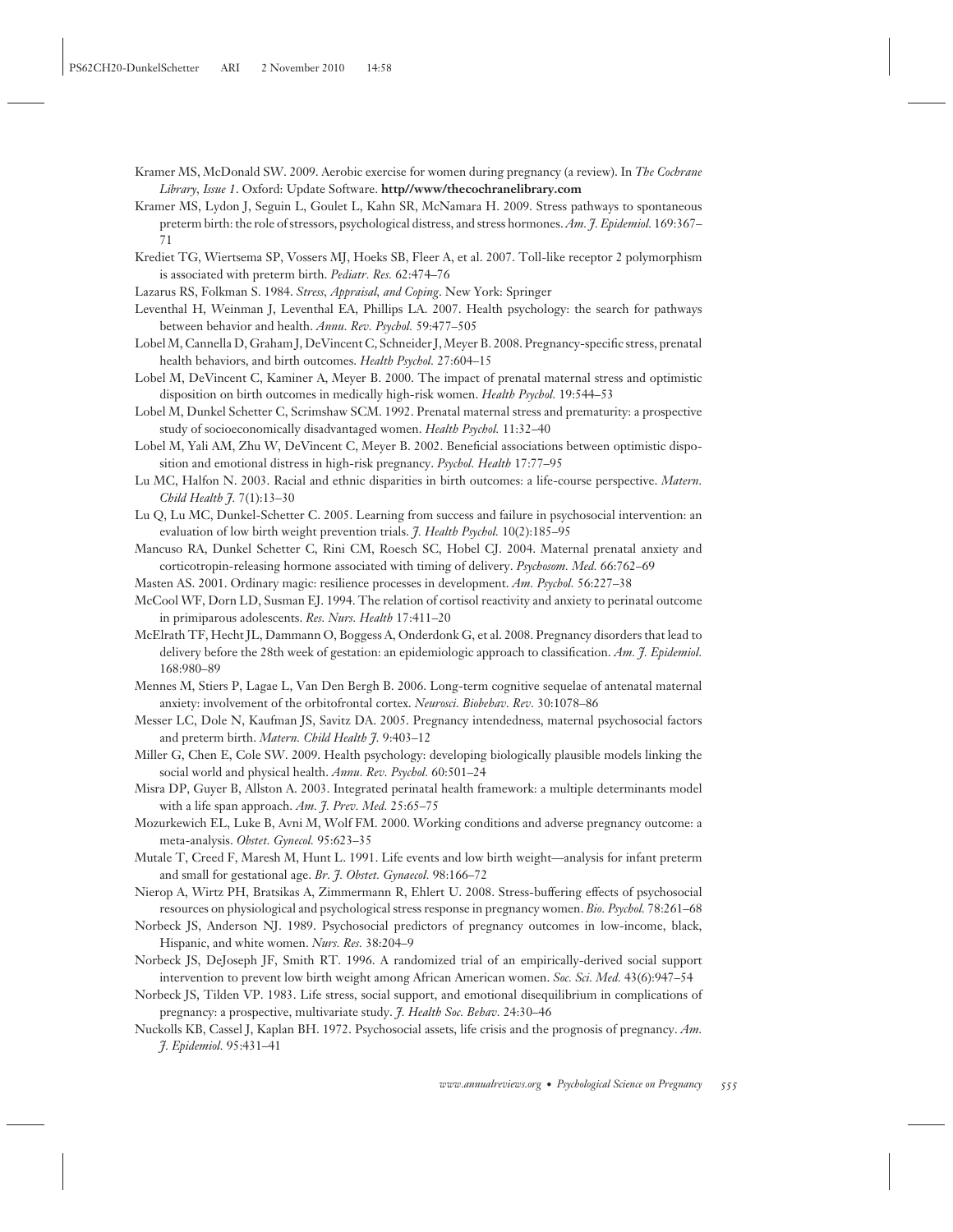Kramer MS, McDonald SW. 2009. Aerobic exercise for women during pregnancy (a review). In *The Cochrane Library, Issue 1*. Oxford: Update Software. **http//www/thecochranelibrary.com**

Kramer MS, Lydon J, Seguin L, Goulet L, Kahn SR, McNamara H. 2009. Stress pathways to spontaneous preterm birth: the role of stressors, psychological distress, and stress hormones. *Am. J. Epidemiol.* 169:367–71

Krediet TG, Wiertsema SP, Vossers MJ, Hoeks SB, Fleer A, et al. 2007. Toll-like receptor 2 polymorphism is associated with preterm birth. *Pediatr. Res.* 62:474–76

Lazarus RS, Folkman S. 1984. *Stress, Appraisal, and Coping*. New York: Springer

Leventhal H, Weinman J, Leventhal EA, Phillips LA. 2007. Health psychology: the search for pathways between behavior and health. *Annu. Rev. Psychol.* 59:477–505

Lobel M, Cannella D, Graham J, DeVincent C, Schneider J, Meyer B. 2008. Pregnancy-specific stress, prenatal health behaviors, and birth outcomes. *Health Psychol.* 27:604–15

Lobel M, DeVincent C, Kaminer A, Meyer B. 2000. The impact of prenatal maternal stress and optimistic disposition on birth outcomes in medically high-risk women. *Health Psychol.* 19:544–53

Lobel M, Dunkel Schetter C, Scrimshaw SCM. 1992. Prenatal maternal stress and prematurity: a prospective study of socioeconomically disadvantaged women. *Health Psychol.* 11:32–40

Lobel M, Yali AM, Zhu W, DeVincent C, Meyer B. 2002. Beneficial associations between optimistic disposition and emotional distress in high-risk pregnancy. *Psychol. Health* 17:77–95

Lu MC, Halfon N. 2003. Racial and ethnic disparities in birth outcomes: a life-course perspective. *Matern. Child Health J.* 7(1):13–30

Lu Q, Lu MC, Dunkel-Schetter C. 2005. Learning from success and failure in psychosocial intervention: an evaluation of low birth weight prevention trials. *J. Health Psychol.* 10(2):185–95

Mancuso RA, Dunkel Schetter C, Rini CM, Roesch SC, Hobel CJ. 2004. Maternal prenatal anxiety and corticotropin-releasing hormone associated with timing of delivery. *Psychosom. Med.* 66:762–69

Masten AS. 2001. Ordinary magic: resilience processes in development. *Am. Psychol.* 56:227–38

McCool WF, Dorn LD, Susman EJ. 1994. The relation of cortisol reactivity and anxiety to perinatal outcome in primiparous adolescents. *Res. Nurs. Health* 17:411–20

McElrath TF, Hecht JL, Dammann O, Boggess A, Onderdonk G, et al. 2008. Pregnancy disorders that lead to delivery before the 28th week of gestation: an epidemiologic approach to classification. *Am. J. Epidemiol.* 168:980–89

Mennes M, Stiers P, Lagae L, Van Den Bergh B. 2006. Long-term cognitive sequelae of antenatal maternal anxiety: involvement of the orbitofrontal cortex. *Neurosci. Biobehav. Rev.* 30:1078–86

Messer LC, Dole N, Kaufman JS, Savitz DA. 2005. Pregnancy intendedness, maternal psychosocial factors and preterm birth. *Matern. Child Health J.* 9:403–12

Miller G, Chen E, Cole SW. 2009. Health psychology: developing biologically plausible models linking the social world and physical health. *Annu. Rev. Psychol.* 60:501–24

Misra DP, Guyer B, Allston A. 2003. Integrated perinatal health framework: a multiple determinants model with a life span approach. *Am. J. Prev. Med.* 25:65–75

Mozurkewich EL, Luke B, Avni M, Wolf FM. 2000. Working conditions and adverse pregnancy outcome: a meta-analysis. *Obstet. Gynecol.* 95:623–35

Mutale T, Creed F, Maresh M, Hunt L. 1991. Life events and low birth weight—analysis for infant preterm and small for gestational age. *Br. J. Obstet. Gynaecol.* 98:166–72

Nierop A, Wirtz PH, Bratsikas A, Zimmermann R, Ehlert U. 2008. Stress-buffering effects of psychosocial resources on physiological and psychological stress response in pregnancy women. *Bio. Psychol.* 78:261–68

Norbeck JS, Anderson NJ. 1989. Psychosocial predictors of pregnancy outcomes in low-income, black, Hispanic, and white women. *Nurs. Res.* 38:204–9

Norbeck JS, DeJoseph JF, Smith RT. 1996. A randomized trial of an empirically-derived social support intervention to prevent low birth weight among African American women. *Soc. Sci. Med.* 43(6):947–54

Norbeck JS, Tilden VP. 1983. Life stress, social support, and emotional disequilibrium in complications of pregnancy: a prospective, multivariate study. *J. Health Soc. Behav.* 24:30–46

Nuckolls KB, Cassel J, Kaplan BH. 1972. Psychosocial assets, life crisis and the prognosis of pregnancy. *Am. J. Epidemiol.* 95:431–41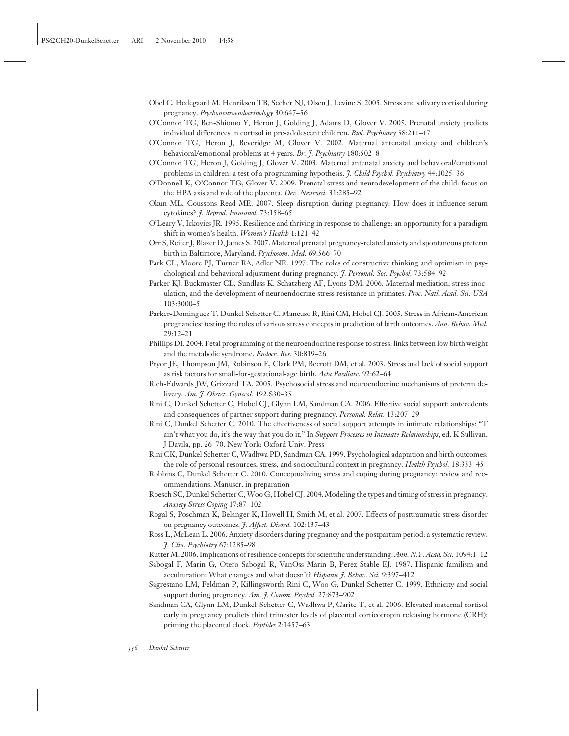Obel C, Hedegaard M, Henriksen TB, Secher NJ, Olsen J, Levine S. 2005. Stress and salivary cortisol during pregnancy. *Psychoneuroendocrinology* 30:647–56

O'Connor TG, Ben-Shiomo Y, Heron J, Golding J, Adams D, Glover V. 2005. Prenatal anxiety predicts individual differences in cortisol in pre-adolescent children. *Biol. Psychiatry* 58:211–17

O'Connor TG, Heron J, Beveridge M, Glover V. 2002. Maternal antenatal anxiety and children's behavioral/emotional problems at 4 years. *Br. J. Psychiatry* 180:502–8

O'Connor TG, Heron J, Golding J, Glover V. 2003. Maternal antenatal anxiety and behavioral/emotional problems in children: a test of a programming hypothesis. *J. Child Psychol. Psychiatry* 44:1025–36

O'Donnell K, O'Connor TG, Glover V. 2009. Prenatal stress and neurodevelopment of the child: focus on the HPA axis and role of the placenta. *Dev. Neurosci.* 31:285–92

Okun ML, Coussons-Read ME. 2007. Sleep disruption during pregnancy: How does it influence serum cytokines? *J. Reprod. Immunol.* 73:158–65

O'Leary V, Ickovics JR. 1995. Resilience and thriving in response to challenge: an opportunity for a paradigm shift in women's health. *Women's Health* 1:121–42

Orr S, Reiter J, Blazer D, James S. 2007. Maternal prenatal pregnancy-related anxiety and spontaneous preterm birth in Baltimore, Maryland. *Psychosom. Med.* 69:566–70

Park CL, Moore PJ, Turner RA, Adler NE. 1997. The roles of constructive thinking and optimism in psychological and behavioral adjustment during pregnancy. *J. Personal. Soc. Psychol.* 73:584–92

Parker KJ, Buckmaster CL, Sundlass K, Schatzberg AF, Lyons DM. 2006. Maternal mediation, stress inoculation, and the development of neuroendocrine stress resistance in primates. *Proc. Natl. Acad. Sci. USA* 103:3000–5

Parker-Dominguez T, Dunkel Schetter C, Mancuso R, Rini CM, Hobel CJ. 2005. Stress in African-American pregnancies: testing the roles of various stress concepts in prediction of birth outcomes. *Ann. Behav. Med.* 29:12–21

Phillips DI. 2004. Fetal programming of the neuroendocrine response to stress: links between low birth weight and the metabolic syndrome. *Endocr. Res.* 30:819–26

Pryor JE, Thompson JM, Robinson E, Clark PM, Becroft DM, et al. 2003. Stress and lack of social support as risk factors for small-for-gestational-age birth. *Acta Paediatr.* 92:62–64

Rich-Edwards JW, Grizzard TA. 2005. Psychosocial stress and neuroendocrine mechanisms of preterm delivery. *Am. J. Obstet. Gynecol.* 192:S30–35

Rini C, Dunkel Schetter C, Hobel CJ, Glynn LM, Sandman CA. 2006. Effective social support: antecedents and consequences of partner support during pregnancy. *Personal. Relat.* 13:207–29

Rini C, Dunkel Schetter C. 2010. The effectiveness of social support attempts in intimate relationships: "T ain't what you do, it's the way that you do it." In *Support Processes in Intimate Relationships*, ed. K Sullivan, J Davila, pp. 26–70. New York: Oxford Univ. Press

Rini CK, Dunkel Schetter C, Wadhwa PD, Sandman CA. 1999. Psychological adaptation and birth outcomes: the role of personal resources, stress, and sociocultural context in pregnancy. *Health Psychol.* 18:333–45

Robbins C, Dunkel Schetter C. 2010. Conceptualizing stress and coping during pregnancy: review and recommendations. Manuscr. in preparation

Roesch SC, Dunkel Schetter C, Woo G, Hobel CJ. 2004. Modeling the types and timing of stress in pregnancy. *Anxiety Stress Coping* 17:87–102

Rogal S, Poschman K, Belanger K, Howell H, Smith M, et al. 2007. Effects of posttraumatic stress disorder on pregnancy outcomes. *J. Affect. Disord.* 102:137–43

Ross L, McLean L. 2006. Anxiety disorders during pregnancy and the postpartum period: a systematic review. *J. Clin. Psychiatry* 67:1285–98

Rutter M. 2006. Implications of resilience concepts for scientific understanding. *Ann. N.Y. Acad. Sci.* 1094:1–12

Sabogal F, Marin G, Otero-Sabogal R, VanOss Marin B, Perez-Stable EJ. 1987. Hispanic familism and acculturation: What changes and what doesn't? *Hispanic J. Behav. Sci.* 9:397–412

Sagrestano LM, Feldman P, Killingsworth-Rini C, Woo G, Dunkel Schetter C. 1999. Ethnicity and social support during pregnancy. *Am. J. Comm. Psychol.* 27:873–902

Sandman CA, Glynn LM, Dunkel-Schetter C, Wadhwa P, Garite T, et al. 2006. Elevated maternal cortisol early in pregnancy predicts third trimester levels of placental corticotropin releasing hormone (CRH): priming the placental clock. *Peptides* 2:1457–63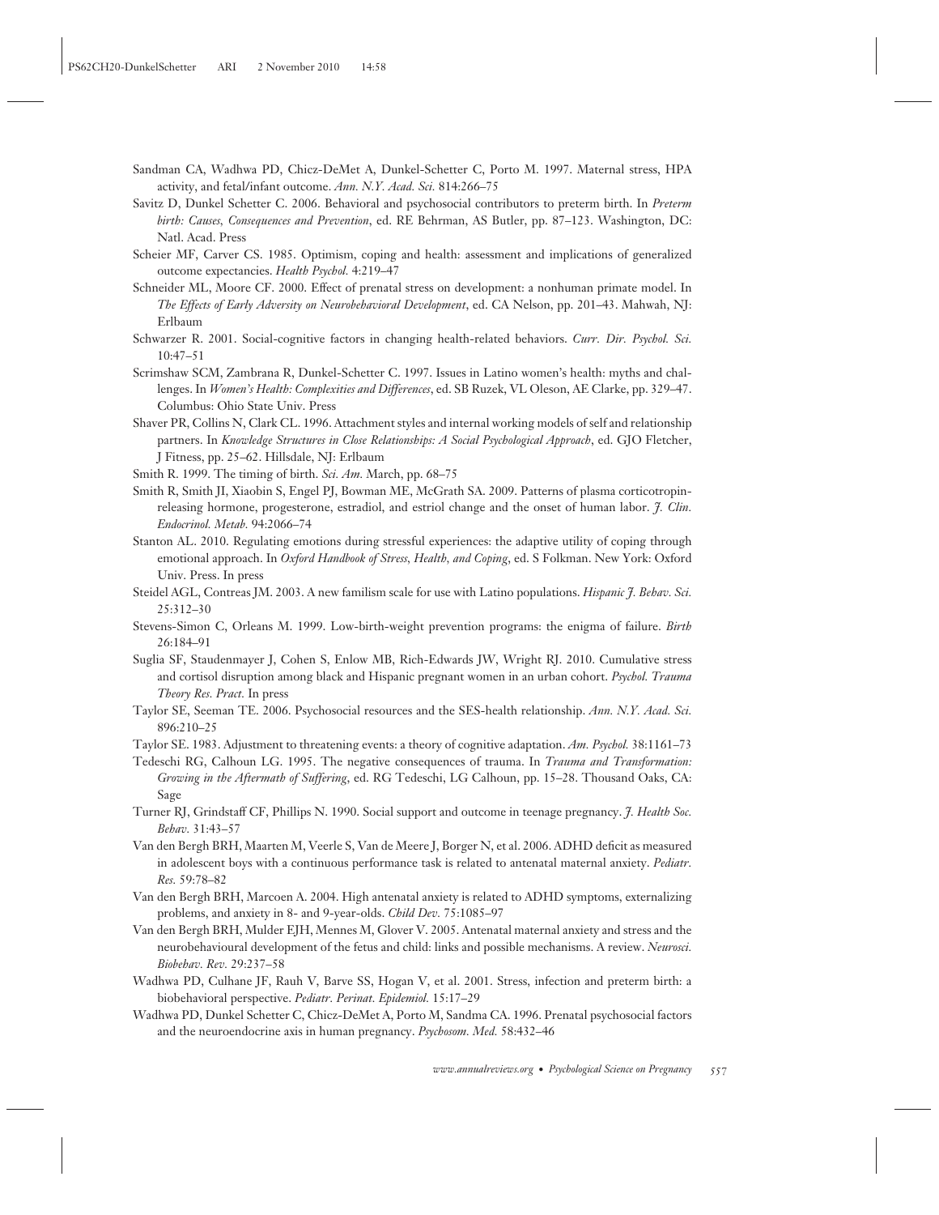Sandman CA, Wadhwa PD, Chicz-DeMet A, Dunkel-Schetter C, Porto M. 1997. Maternal stress, HPA activity, and fetal/infant outcome. *Ann. N.Y. Acad. Sci.* 814:266–75

Savitz D, Dunkel Schetter C. 2006. Behavioral and psychosocial contributors to preterm birth. In *Preterm birth: Causes, Consequences and Prevention*, ed. RE Behrman, AS Butler, pp. 87–123. Washington, DC: Natl. Acad. Press

Scheier MF, Carver CS. 1985. Optimism, coping and health: assessment and implications of generalized outcome expectancies. *Health Psychol.* 4:219–47

Schneider ML, Moore CF. 2000. Effect of prenatal stress on development: a nonhuman primate model. In *The Effects of Early Adversity on Neurobehavioral Development*, ed. CA Nelson, pp. 201–43. Mahwah, NJ: Erlbaum

Schwarzer R. 2001. Social-cognitive factors in changing health-related behaviors. *Curr. Dir. Psychol. Sci.* 10:47–51

Scrimshaw SCM, Zambrana R, Dunkel-Schetter C. 1997. Issues in Latino women's health: myths and challenges. In *Women's Health: Complexities and Differences*, ed. SB Ruzek, VL Oleson, AE Clarke, pp. 329–47. Columbus: Ohio State Univ. Press

Shaver PR, Collins N, Clark CL. 1996. Attachment styles and internal working models of self and relationship partners. In *Knowledge Structures in Close Relationships: A Social Psychological Approach*, ed. GJO Fletcher, J Fitness, pp. 25–62. Hillsdale, NJ: Erlbaum

Smith R. 1999. The timing of birth. *Sci. Am.* March, pp. 68–75

Smith R, Smith JI, Xiaobin S, Engel PJ, Bowman ME, McGrath SA. 2009. Patterns of plasma corticotropin-releasing hormone, progesterone, estradiol, and estriol change and the onset of human labor. *J. Clin. Endocrinol. Metab.* 94:2066–74

Stanton AL. 2010. Regulating emotions during stressful experiences: the adaptive utility of coping through emotional approach. In *Oxford Handbook of Stress, Health, and Coping*, ed. S Folkman. New York: Oxford Univ. Press. In press

Steidel AGL, Contreas JM. 2003. A new familism scale for use with Latino populations. *Hispanic J. Behav. Sci.* 25:312–30

Stevens-Simon C, Orleans M. 1999. Low-birth-weight prevention programs: the enigma of failure. *Birth* 26:184–91

Suglia SF, Staudenmayer J, Cohen S, Enlow MB, Rich-Edwards JW, Wright RJ. 2010. Cumulative stress and cortisol disruption among black and Hispanic pregnant women in an urban cohort. *Psychol. Trauma Theory Res. Pract.* In press

Taylor SE, Seeman TE. 2006. Psychosocial resources and the SES-health relationship. *Ann. N.Y. Acad. Sci.* 896:210–25

Taylor SE. 1983. Adjustment to threatening events: a theory of cognitive adaptation. *Am. Psychol.* 38:1161–73

Tedeschi RG, Calhoun LG. 1995. The negative consequences of trauma. In *Trauma and Transformation: Growing in the Aftermath of Suffering*, ed. RG Tedeschi, LG Calhoun, pp. 15–28. Thousand Oaks, CA: Sage

Turner RJ, Grindstaff CF, Phillips N. 1990. Social support and outcome in teenage pregnancy. *J. Health Soc. Behav.* 31:43–57

Van den Bergh BRH, Maarten M, Veerle S, Van de Meere J, Borger N, et al. 2006. ADHD deficit as measured in adolescent boys with a continuous performance task is related to antenatal maternal anxiety. *Pediatr. Res.* 59:78–82

Van den Bergh BRH, Marcoen A. 2004. High antenatal anxiety is related to ADHD symptoms, externalizing problems, and anxiety in 8- and 9-year-olds. *Child Dev.* 75:1085–97

Van den Bergh BRH, Mulder EJH, Mennes M, Glover V. 2005. Antenatal maternal anxiety and stress and the neurobehavioural development of the fetus and child: links and possible mechanisms. A review. *Neurosci. Biobehav. Rev.* 29:237–58

Wadhwa PD, Culhane JF, Rauh V, Barve SS, Hogan V, et al. 2001. Stress, infection and preterm birth: a biobehavioral perspective. *Pediatr. Perinat. Epidemiol.* 15:17–29

Wadhwa PD, Dunkel Schetter C, Chicz-DeMet A, Porto M, Sandma CA. 1996. Prenatal psychosocial factors and the neuroendocrine axis in human pregnancy. *Psychosom. Med.* 58:432–46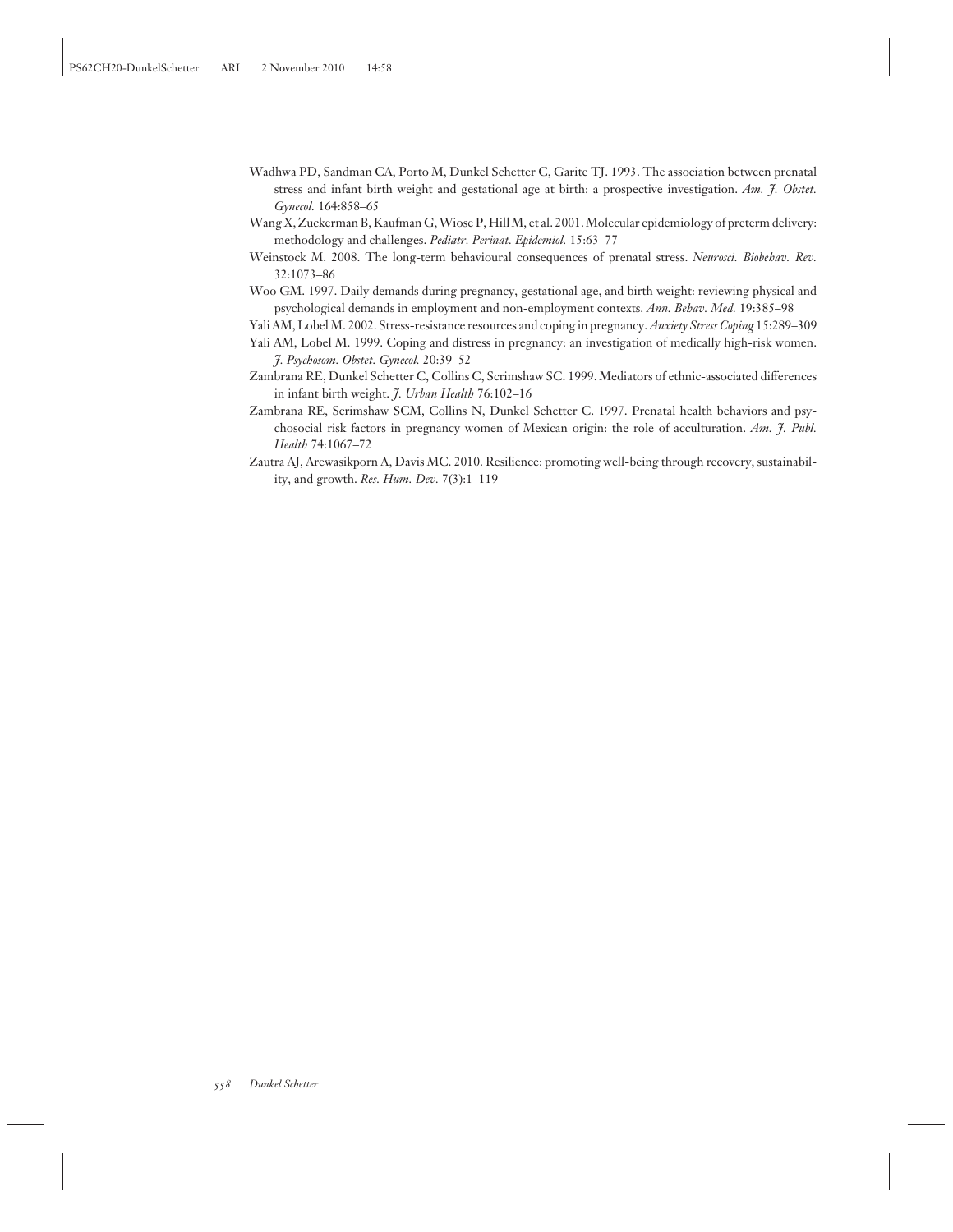Wadhwa PD, Sandman CA, Porto M, Dunkel Schetter C, Garite TJ. 1993. The association between prenatal stress and infant birth weight and gestational age at birth: a prospective investigation. *Am. J. Obstet. Gynecol.* 164:858–65

Wang X, Zuckerman B, Kaufman G, Wiose P, Hill M, et al. 2001. Molecular epidemiology of preterm delivery: methodology and challenges. *Pediatr. Perinat. Epidemiol.* 15:63–77

Weinstock M. 2008. The long-term behavioural consequences of prenatal stress. *Neurosci. Biobehav. Rev.* 32:1073–86

Woo GM. 1997. Daily demands during pregnancy, gestational age, and birth weight: reviewing physical and psychological demands in employment and non-employment contexts. *Ann. Behav. Med.* 19:385–98

Yali AM, Lobel M. 2002. Stress-resistance resources and coping in pregnancy. *Anxiety Stress Coping* 15:289–309

Yali AM, Lobel M. 1999. Coping and distress in pregnancy: an investigation of medically high-risk women. *J. Psychosom. Obstet. Gynecol.* 20:39–52

Zambrana RE, Dunkel Schetter C, Collins C, Scrimshaw SC. 1999. Mediators of ethnic-associated differences in infant birth weight. *J. Urban Health* 76:102–16

Zambrana RE, Scrimshaw SCM, Collins N, Dunkel Schetter C. 1997. Prenatal health behaviors and psychosocial risk factors in pregnancy women of Mexican origin: the role of acculturation. *Am. J. Publ. Health* 74:1067–72

Zautra AJ, Arewasikporn A, Davis MC. 2010. Resilience: promoting well-being through recovery, sustainability, and growth. *Res. Hum. Dev.* 7(3):1–119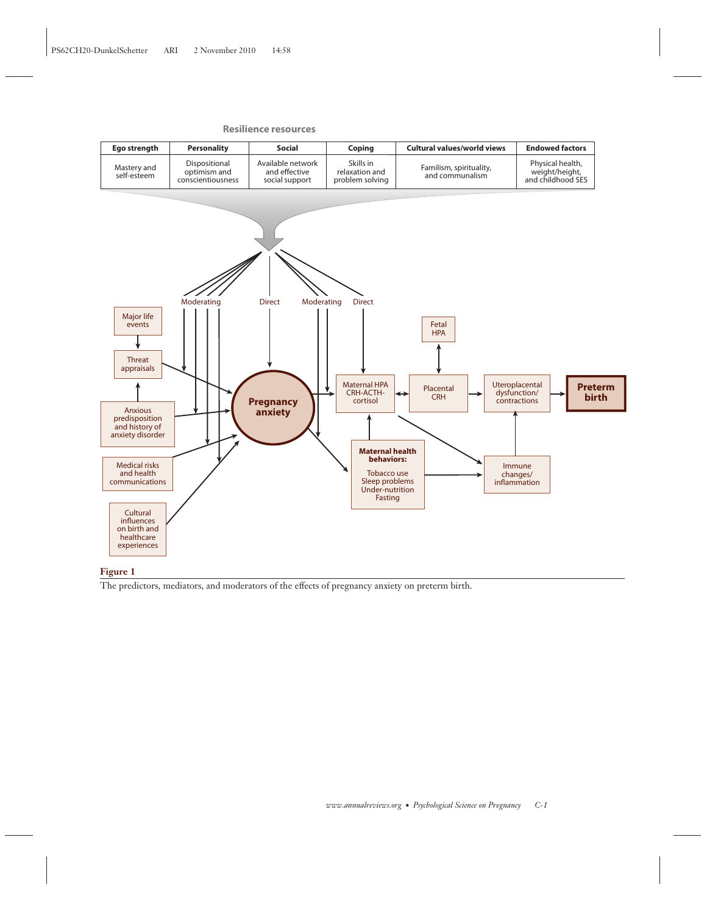Resilience resources

Ego strength
Mastery and self-esteem

Personality
Dispositional optimism and conscientiousness

Social
Available network and effective social support

Coping
Skills in relaxation and problem solving

Cultural values/world views
Familism, spirituality, and communalism

Endowed factors
Physical health, weight/height, and childhood SES

Moderating
Direct
Moderating
Direct

Major life events
Threat appraisals
Anxious predisposition and history of anxiety disorder
Medical risks and health communications
Cultural influences on birth and healthcare experiences

Pregnancy anxiety

Maternal HPA CRH-ACTH-cortisol
Fetal HPA
Placental CRH
Uteroplacental dysfunction/ contractions
Preterm birth

**Maternal health behaviors:**
Tobacco use
Sleep problems
Under-nutrition
Fasting

Immune changes/ inflammation

**Figure 1**

The predictors, mediators, and moderators of the effects of pregnancy anxiety on preterm birth.